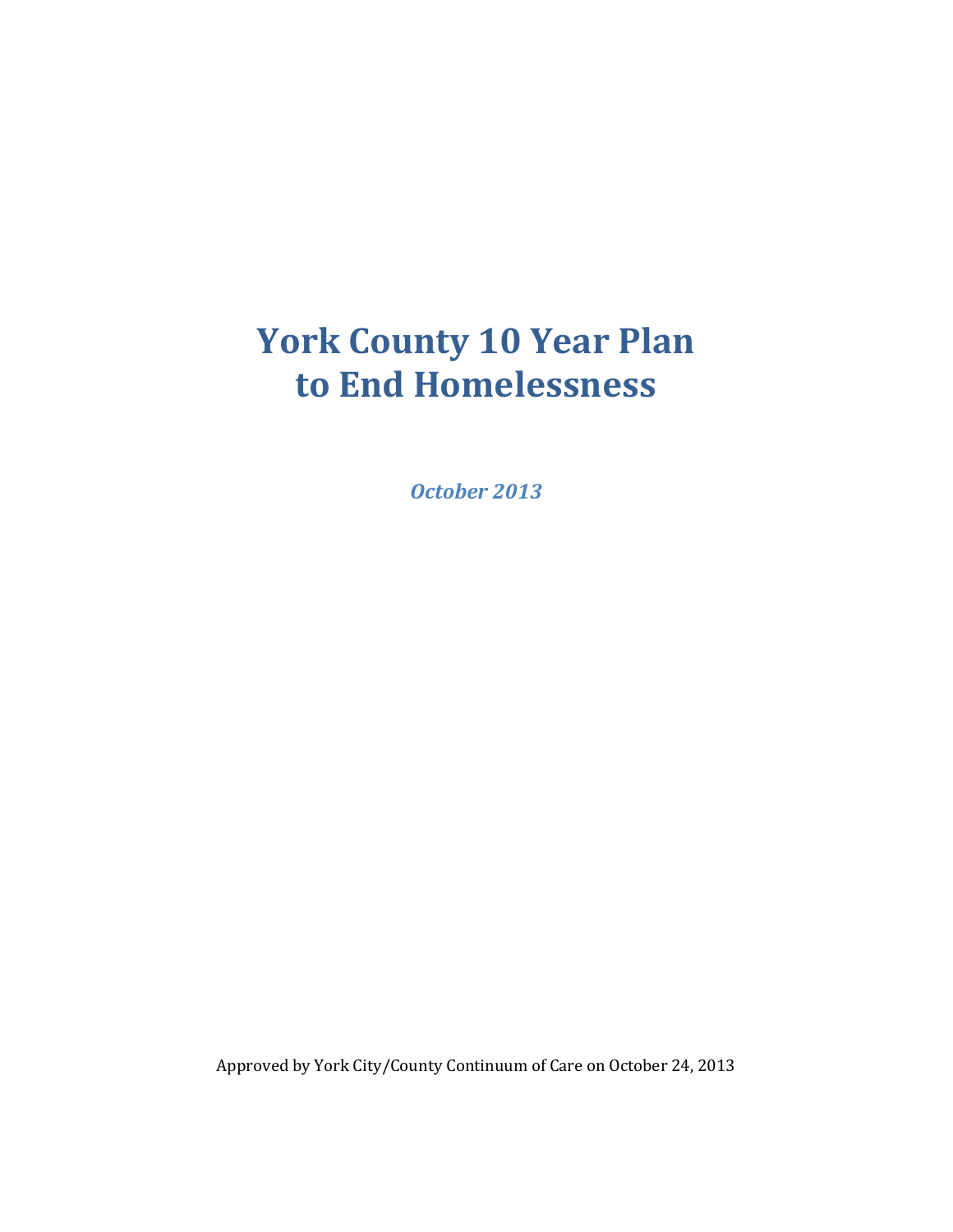# York County 10 Year Plan to End Homelessness

*October 2013*

Approved by York City/County Continuum of Care on October 24, 2013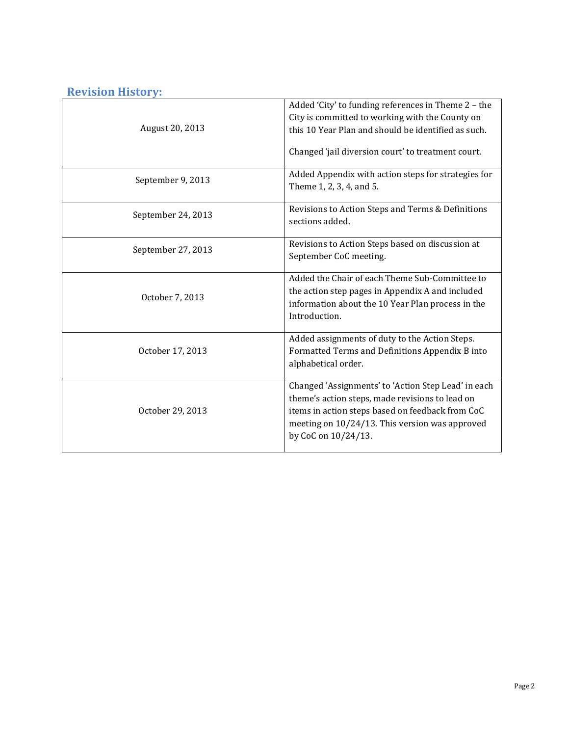## Revision History:

| Date | Revision |
| --- | --- |
| August 20, 2013 | Added 'City' to funding references in Theme 2 – the City is committed to working with the County on this 10 Year Plan and should be identified as such.<br><br>Changed 'jail diversion court' to treatment court. |
| September 9, 2013 | Added Appendix with action steps for strategies for Theme 1, 2, 3, 4, and 5. |
| September 24, 2013 | Revisions to Action Steps and Terms & Definitions sections added. |
| September 27, 2013 | Revisions to Action Steps based on discussion at September CoC meeting. |
| October 7, 2013 | Added the Chair of each Theme Sub-Committee to the action step pages in Appendix A and included information about the 10 Year Plan process in the Introduction. |
| October 17, 2013 | Added assignments of duty to the Action Steps. Formatted Terms and Definitions Appendix B into alphabetical order. |
| October 29, 2013 | Changed 'Assignments' to 'Action Step Lead' in each theme's action steps, made revisions to lead on items in action steps based on feedback from CoC meeting on 10/24/13. This version was approved by CoC on 10/24/13. |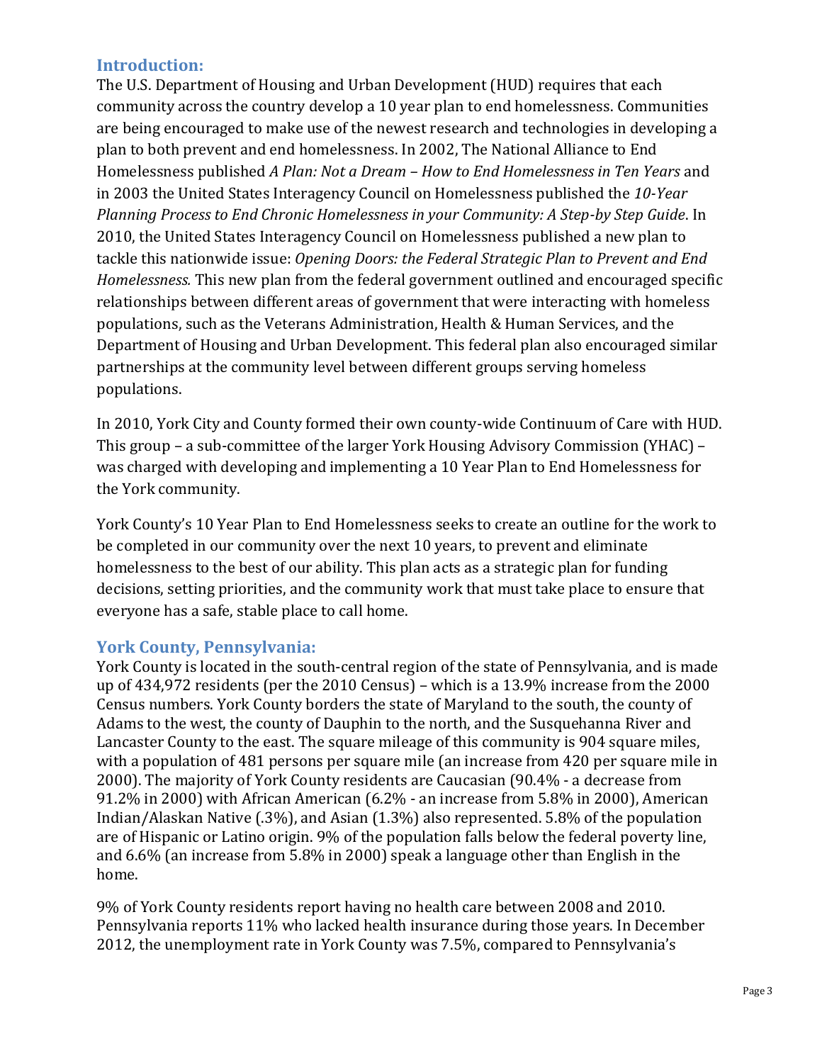## Introduction:

The U.S. Department of Housing and Urban Development (HUD) requires that each community across the country develop a 10 year plan to end homelessness. Communities are being encouraged to make use of the newest research and technologies in developing a plan to both prevent and end homelessness. In 2002, The National Alliance to End Homelessness published *A Plan: Not a Dream – How to End Homelessness in Ten Years* and in 2003 the United States Interagency Council on Homelessness published the *10-Year Planning Process to End Chronic Homelessness in your Community: A Step-by Step Guide*. In 2010, the United States Interagency Council on Homelessness published a new plan to tackle this nationwide issue: *Opening Doors: the Federal Strategic Plan to Prevent and End Homelessness.* This new plan from the federal government outlined and encouraged specific relationships between different areas of government that were interacting with homeless populations, such as the Veterans Administration, Health & Human Services, and the Department of Housing and Urban Development. This federal plan also encouraged similar partnerships at the community level between different groups serving homeless populations.

In 2010, York City and County formed their own county-wide Continuum of Care with HUD. This group – a sub-committee of the larger York Housing Advisory Commission (YHAC) – was charged with developing and implementing a 10 Year Plan to End Homelessness for the York community.

York County's 10 Year Plan to End Homelessness seeks to create an outline for the work to be completed in our community over the next 10 years, to prevent and eliminate homelessness to the best of our ability. This plan acts as a strategic plan for funding decisions, setting priorities, and the community work that must take place to ensure that everyone has a safe, stable place to call home.

## York County, Pennsylvania:

York County is located in the south-central region of the state of Pennsylvania, and is made up of 434,972 residents (per the 2010 Census) – which is a 13.9% increase from the 2000 Census numbers. York County borders the state of Maryland to the south, the county of Adams to the west, the county of Dauphin to the north, and the Susquehanna River and Lancaster County to the east. The square mileage of this community is 904 square miles, with a population of 481 persons per square mile (an increase from 420 per square mile in 2000). The majority of York County residents are Caucasian (90.4% - a decrease from 91.2% in 2000) with African American (6.2% - an increase from 5.8% in 2000), American Indian/Alaskan Native (.3%), and Asian (1.3%) also represented. 5.8% of the population are of Hispanic or Latino origin. 9% of the population falls below the federal poverty line, and 6.6% (an increase from 5.8% in 2000) speak a language other than English in the home.

9% of York County residents report having no health care between 2008 and 2010. Pennsylvania reports 11% who lacked health insurance during those years. In December 2012, the unemployment rate in York County was 7.5%, compared to Pennsylvania's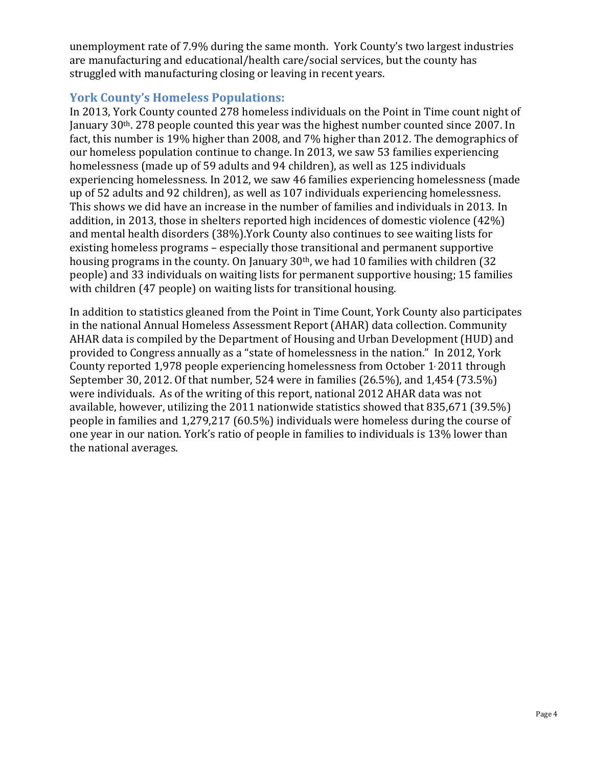unemployment rate of 7.9% during the same month. York County's two largest industries are manufacturing and educational/health care/social services, but the county has struggled with manufacturing closing or leaving in recent years.

## York County's Homeless Populations:

In 2013, York County counted 278 homeless individuals on the Point in Time count night of January 30th. 278 people counted this year was the highest number counted since 2007. In fact, this number is 19% higher than 2008, and 7% higher than 2012. The demographics of our homeless population continue to change. In 2013, we saw 53 families experiencing homelessness (made up of 59 adults and 94 children), as well as 125 individuals experiencing homelessness. In 2012, we saw 46 families experiencing homelessness (made up of 52 adults and 92 children), as well as 107 individuals experiencing homelessness. This shows we did have an increase in the number of families and individuals in 2013. In addition, in 2013, those in shelters reported high incidences of domestic violence (42%) and mental health disorders (38%).York County also continues to see waiting lists for existing homeless programs – especially those transitional and permanent supportive housing programs in the county. On January 30th, we had 10 families with children (32 people) and 33 individuals on waiting lists for permanent supportive housing; 15 families with children (47 people) on waiting lists for transitional housing.

In addition to statistics gleaned from the Point in Time Count, York County also participates in the national Annual Homeless Assessment Report (AHAR) data collection. Community AHAR data is compiled by the Department of Housing and Urban Development (HUD) and provided to Congress annually as a "state of homelessness in the nation." In 2012, York County reported 1,978 people experiencing homelessness from October 1, 2011 through September 30, 2012. Of that number, 524 were in families (26.5%), and 1,454 (73.5%) were individuals. As of the writing of this report, national 2012 AHAR data was not available, however, utilizing the 2011 nationwide statistics showed that 835,671 (39.5%) people in families and 1,279,217 (60.5%) individuals were homeless during the course of one year in our nation. York's ratio of people in families to individuals is 13% lower than the national averages.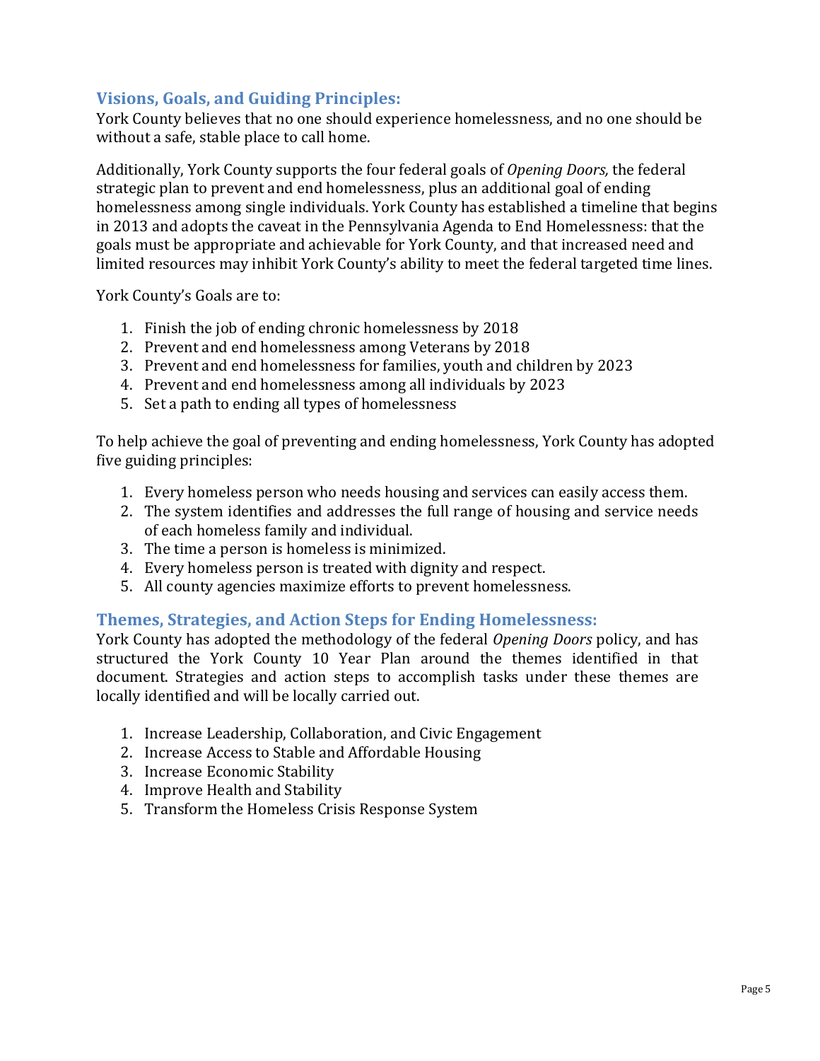## Visions, Goals, and Guiding Principles:

York County believes that no one should experience homelessness, and no one should be without a safe, stable place to call home.

Additionally, York County supports the four federal goals of *Opening Doors,* the federal strategic plan to prevent and end homelessness, plus an additional goal of ending homelessness among single individuals. York County has established a timeline that begins in 2013 and adopts the caveat in the Pennsylvania Agenda to End Homelessness: that the goals must be appropriate and achievable for York County, and that increased need and limited resources may inhibit York County's ability to meet the federal targeted time lines.

York County's Goals are to:

1. Finish the job of ending chronic homelessness by 2018
2. Prevent and end homelessness among Veterans by 2018
3. Prevent and end homelessness for families, youth and children by 2023
4. Prevent and end homelessness among all individuals by 2023
5. Set a path to ending all types of homelessness

To help achieve the goal of preventing and ending homelessness, York County has adopted five guiding principles:

1. Every homeless person who needs housing and services can easily access them.
2. The system identifies and addresses the full range of housing and service needs of each homeless family and individual.
3. The time a person is homeless is minimized.
4. Every homeless person is treated with dignity and respect.
5. All county agencies maximize efforts to prevent homelessness.

## Themes, Strategies, and Action Steps for Ending Homelessness:

York County has adopted the methodology of the federal *Opening Doors* policy, and has structured the York County 10 Year Plan around the themes identified in that document. Strategies and action steps to accomplish tasks under these themes are locally identified and will be locally carried out.

1. Increase Leadership, Collaboration, and Civic Engagement
2. Increase Access to Stable and Affordable Housing
3. Increase Economic Stability
4. Improve Health and Stability
5. Transform the Homeless Crisis Response System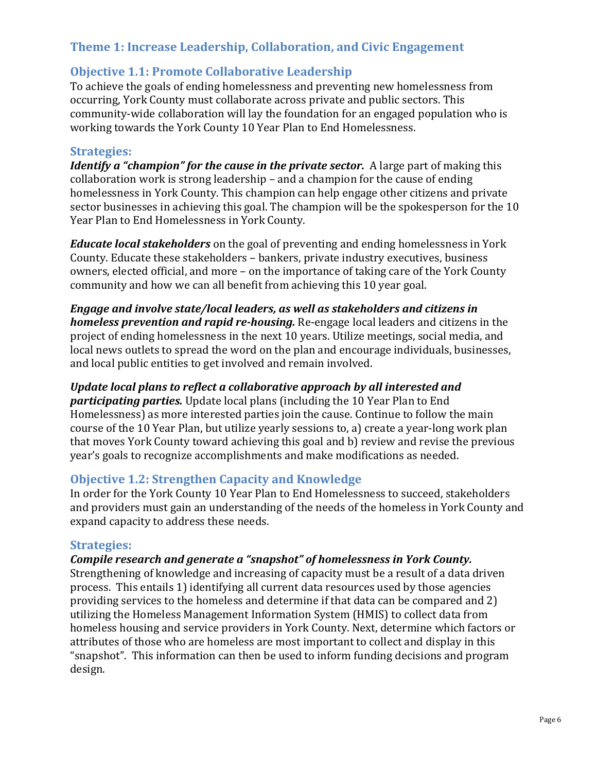## Theme 1: Increase Leadership, Collaboration, and Civic Engagement

### Objective 1.1: Promote Collaborative Leadership

To achieve the goals of ending homelessness and preventing new homelessness from occurring, York County must collaborate across private and public sectors. This community-wide collaboration will lay the foundation for an engaged population who is working towards the York County 10 Year Plan to End Homelessness.

### Strategies:

***Identify a "champion" for the cause in the private sector.*** A large part of making this collaboration work is strong leadership – and a champion for the cause of ending homelessness in York County. This champion can help engage other citizens and private sector businesses in achieving this goal. The champion will be the spokesperson for the 10 Year Plan to End Homelessness in York County.

***Educate local stakeholders*** on the goal of preventing and ending homelessness in York County. Educate these stakeholders – bankers, private industry executives, business owners, elected official, and more – on the importance of taking care of the York County community and how we can all benefit from achieving this 10 year goal.

***Engage and involve state/local leaders, as well as stakeholders and citizens in homeless prevention and rapid re-housing.*** Re-engage local leaders and citizens in the project of ending homelessness in the next 10 years. Utilize meetings, social media, and local news outlets to spread the word on the plan and encourage individuals, businesses, and local public entities to get involved and remain involved.

***Update local plans to reflect a collaborative approach by all interested and participating parties.*** Update local plans (including the 10 Year Plan to End Homelessness) as more interested parties join the cause. Continue to follow the main course of the 10 Year Plan, but utilize yearly sessions to, a) create a year-long work plan that moves York County toward achieving this goal and b) review and revise the previous year's goals to recognize accomplishments and make modifications as needed.

### Objective 1.2: Strengthen Capacity and Knowledge

In order for the York County 10 Year Plan to End Homelessness to succeed, stakeholders and providers must gain an understanding of the needs of the homeless in York County and expand capacity to address these needs.

### Strategies:

***Compile research and generate a "snapshot" of homelessness in York County.*** Strengthening of knowledge and increasing of capacity must be a result of a data driven process. This entails 1) identifying all current data resources used by those agencies providing services to the homeless and determine if that data can be compared and 2) utilizing the Homeless Management Information System (HMIS) to collect data from homeless housing and service providers in York County. Next, determine which factors or attributes of those who are homeless are most important to collect and display in this "snapshot". This information can then be used to inform funding decisions and program design.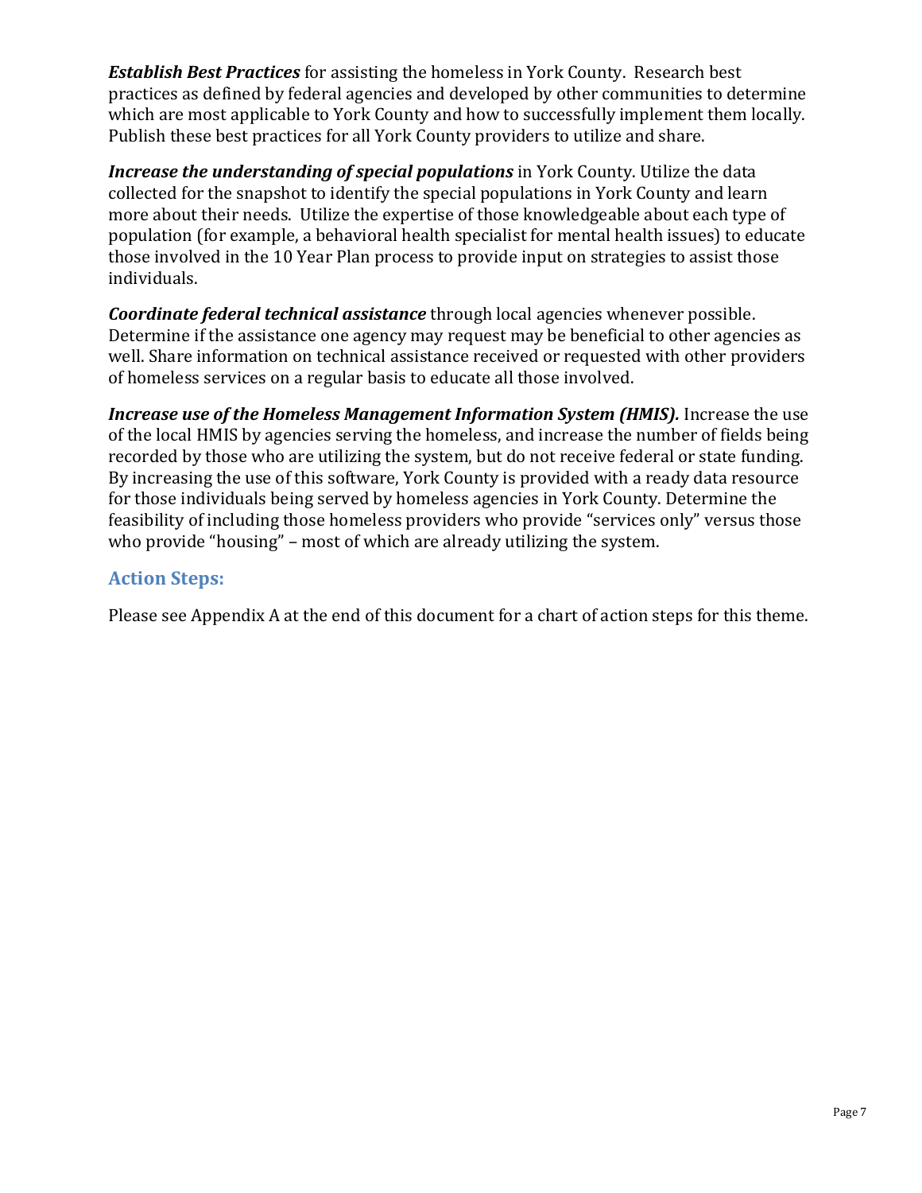***Establish Best Practices*** for assisting the homeless in York County. Research best practices as defined by federal agencies and developed by other communities to determine which are most applicable to York County and how to successfully implement them locally. Publish these best practices for all York County providers to utilize and share.

***Increase the understanding of special populations*** in York County. Utilize the data collected for the snapshot to identify the special populations in York County and learn more about their needs. Utilize the expertise of those knowledgeable about each type of population (for example, a behavioral health specialist for mental health issues) to educate those involved in the 10 Year Plan process to provide input on strategies to assist those individuals.

***Coordinate federal technical assistance*** through local agencies whenever possible. Determine if the assistance one agency may request may be beneficial to other agencies as well. Share information on technical assistance received or requested with other providers of homeless services on a regular basis to educate all those involved.

***Increase use of the Homeless Management Information System (HMIS).*** Increase the use of the local HMIS by agencies serving the homeless, and increase the number of fields being recorded by those who are utilizing the system, but do not receive federal or state funding. By increasing the use of this software, York County is provided with a ready data resource for those individuals being served by homeless agencies in York County. Determine the feasibility of including those homeless providers who provide "services only" versus those who provide "housing" – most of which are already utilizing the system.

## Action Steps:

Please see Appendix A at the end of this document for a chart of action steps for this theme.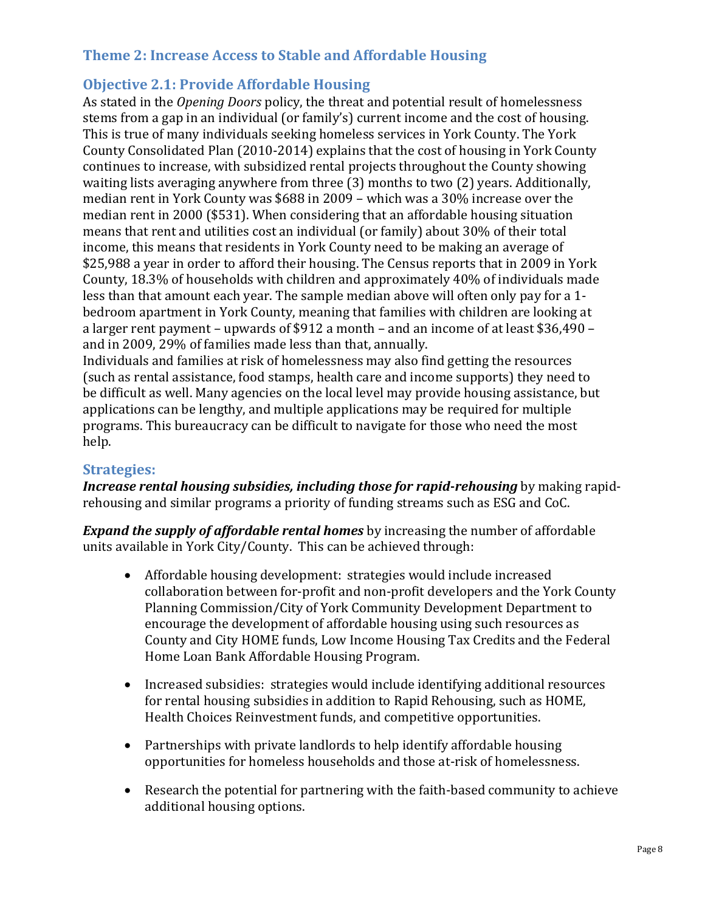## Theme 2: Increase Access to Stable and Affordable Housing

### Objective 2.1: Provide Affordable Housing

As stated in the *Opening Doors* policy, the threat and potential result of homelessness stems from a gap in an individual (or family's) current income and the cost of housing. This is true of many individuals seeking homeless services in York County. The York County Consolidated Plan (2010-2014) explains that the cost of housing in York County continues to increase, with subsidized rental projects throughout the County showing waiting lists averaging anywhere from three (3) months to two (2) years. Additionally, median rent in York County was $688 in 2009 – which was a 30% increase over the median rent in 2000 ($531). When considering that an affordable housing situation means that rent and utilities cost an individual (or family) about 30% of their total income, this means that residents in York County need to be making an average of $25,988 a year in order to afford their housing. The Census reports that in 2009 in York County, 18.3% of households with children and approximately 40% of individuals made less than that amount each year. The sample median above will often only pay for a 1-bedroom apartment in York County, meaning that families with children are looking at a larger rent payment – upwards of $912 a month – and an income of at least $36,490 – and in 2009, 29% of families made less than that, annually.

Individuals and families at risk of homelessness may also find getting the resources (such as rental assistance, food stamps, health care and income supports) they need to be difficult as well. Many agencies on the local level may provide housing assistance, but applications can be lengthy, and multiple applications may be required for multiple programs. This bureaucracy can be difficult to navigate for those who need the most help.

### Strategies:

***Increase rental housing subsidies, including those for rapid-rehousing*** by making rapid-rehousing and similar programs a priority of funding streams such as ESG and CoC.

***Expand the supply of affordable rental homes*** by increasing the number of affordable units available in York City/County. This can be achieved through:

- Affordable housing development: strategies would include increased collaboration between for-profit and non-profit developers and the York County Planning Commission/City of York Community Development Department to encourage the development of affordable housing using such resources as County and City HOME funds, Low Income Housing Tax Credits and the Federal Home Loan Bank Affordable Housing Program.

- Increased subsidies: strategies would include identifying additional resources for rental housing subsidies in addition to Rapid Rehousing, such as HOME, Health Choices Reinvestment funds, and competitive opportunities.

- Partnerships with private landlords to help identify affordable housing opportunities for homeless households and those at-risk of homelessness.

- Research the potential for partnering with the faith-based community to achieve additional housing options.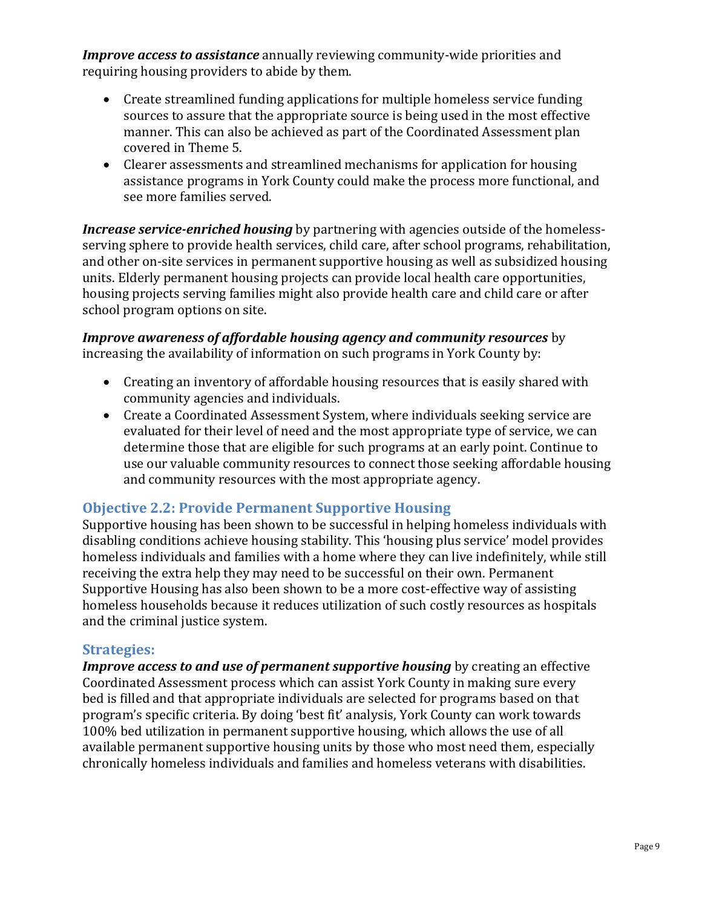***Improve access to assistance*** annually reviewing community-wide priorities and requiring housing providers to abide by them.

- Create streamlined funding applications for multiple homeless service funding sources to assure that the appropriate source is being used in the most effective manner. This can also be achieved as part of the Coordinated Assessment plan covered in Theme 5.
- Clearer assessments and streamlined mechanisms for application for housing assistance programs in York County could make the process more functional, and see more families served.

***Increase service-enriched housing*** by partnering with agencies outside of the homeless-serving sphere to provide health services, child care, after school programs, rehabilitation, and other on-site services in permanent supportive housing as well as subsidized housing units. Elderly permanent housing projects can provide local health care opportunities, housing projects serving families might also provide health care and child care or after school program options on site.

***Improve awareness of affordable housing agency and community resources*** by increasing the availability of information on such programs in York County by:

- Creating an inventory of affordable housing resources that is easily shared with community agencies and individuals.
- Create a Coordinated Assessment System, where individuals seeking service are evaluated for their level of need and the most appropriate type of service, we can determine those that are eligible for such programs at an early point. Continue to use our valuable community resources to connect those seeking affordable housing and community resources with the most appropriate agency.

## Objective 2.2: Provide Permanent Supportive Housing

Supportive housing has been shown to be successful in helping homeless individuals with disabling conditions achieve housing stability. This 'housing plus service' model provides homeless individuals and families with a home where they can live indefinitely, while still receiving the extra help they may need to be successful on their own. Permanent Supportive Housing has also been shown to be a more cost-effective way of assisting homeless households because it reduces utilization of such costly resources as hospitals and the criminal justice system.

### Strategies:

***Improve access to and use of permanent supportive housing*** by creating an effective Coordinated Assessment process which can assist York County in making sure every bed is filled and that appropriate individuals are selected for programs based on that program's specific criteria. By doing 'best fit' analysis, York County can work towards 100% bed utilization in permanent supportive housing, which allows the use of all available permanent supportive housing units by those who most need them, especially chronically homeless individuals and families and homeless veterans with disabilities.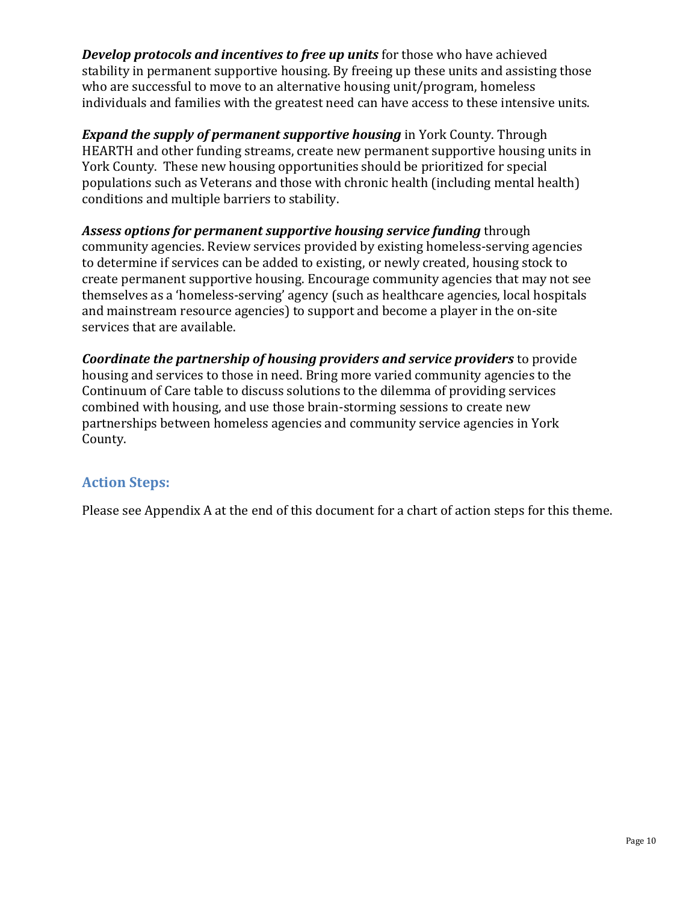***Develop protocols and incentives to free up units*** for those who have achieved stability in permanent supportive housing. By freeing up these units and assisting those who are successful to move to an alternative housing unit/program, homeless individuals and families with the greatest need can have access to these intensive units.

***Expand the supply of permanent supportive housing*** in York County. Through HEARTH and other funding streams, create new permanent supportive housing units in York County. These new housing opportunities should be prioritized for special populations such as Veterans and those with chronic health (including mental health) conditions and multiple barriers to stability.

***Assess options for permanent supportive housing service funding*** through community agencies. Review services provided by existing homeless-serving agencies to determine if services can be added to existing, or newly created, housing stock to create permanent supportive housing. Encourage community agencies that may not see themselves as a 'homeless-serving' agency (such as healthcare agencies, local hospitals and mainstream resource agencies) to support and become a player in the on-site services that are available.

***Coordinate the partnership of housing providers and service providers*** to provide housing and services to those in need. Bring more varied community agencies to the Continuum of Care table to discuss solutions to the dilemma of providing services combined with housing, and use those brain-storming sessions to create new partnerships between homeless agencies and community service agencies in York County.

## Action Steps:

Please see Appendix A at the end of this document for a chart of action steps for this theme.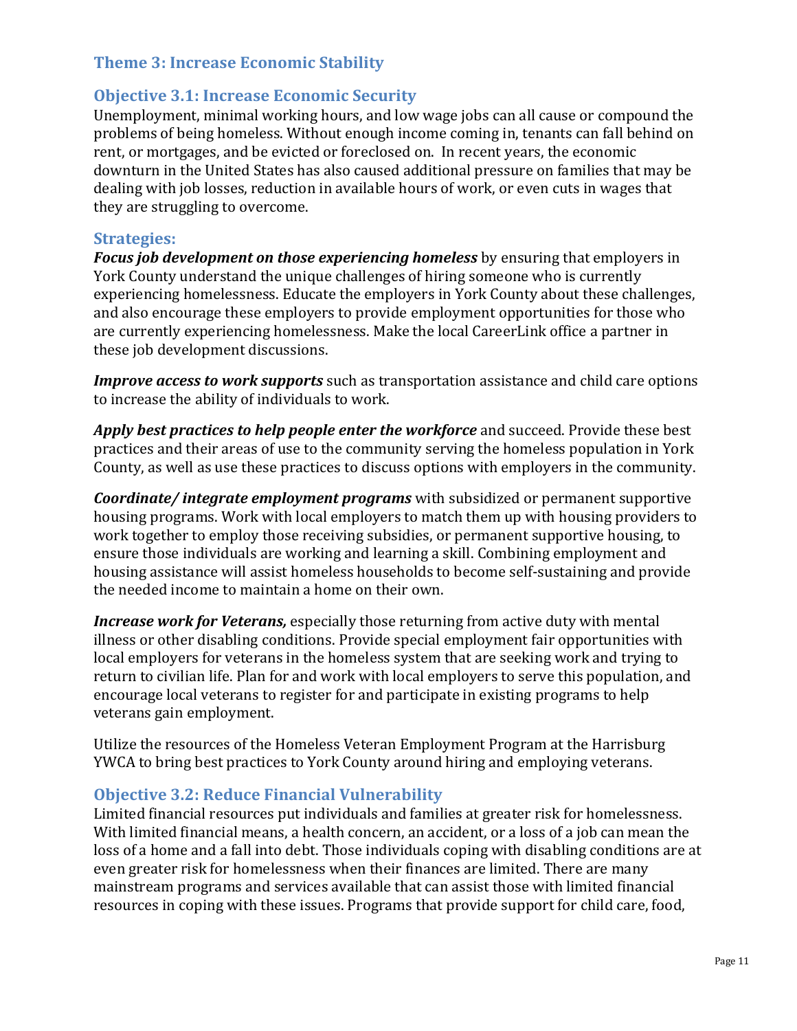## Theme 3: Increase Economic Stability

### Objective 3.1: Increase Economic Security

Unemployment, minimal working hours, and low wage jobs can all cause or compound the problems of being homeless. Without enough income coming in, tenants can fall behind on rent, or mortgages, and be evicted or foreclosed on. In recent years, the economic downturn in the United States has also caused additional pressure on families that may be dealing with job losses, reduction in available hours of work, or even cuts in wages that they are struggling to overcome.

### Strategies:

***Focus job development on those experiencing homeless*** by ensuring that employers in York County understand the unique challenges of hiring someone who is currently experiencing homelessness. Educate the employers in York County about these challenges, and also encourage these employers to provide employment opportunities for those who are currently experiencing homelessness. Make the local CareerLink office a partner in these job development discussions.

***Improve access to work supports*** such as transportation assistance and child care options to increase the ability of individuals to work.

***Apply best practices to help people enter the workforce*** and succeed. Provide these best practices and their areas of use to the community serving the homeless population in York County, as well as use these practices to discuss options with employers in the community.

***Coordinate/ integrate employment programs*** with subsidized or permanent supportive housing programs. Work with local employers to match them up with housing providers to work together to employ those receiving subsidies, or permanent supportive housing, to ensure those individuals are working and learning a skill. Combining employment and housing assistance will assist homeless households to become self-sustaining and provide the needed income to maintain a home on their own.

***Increase work for Veterans,*** especially those returning from active duty with mental illness or other disabling conditions. Provide special employment fair opportunities with local employers for veterans in the homeless system that are seeking work and trying to return to civilian life. Plan for and work with local employers to serve this population, and encourage local veterans to register for and participate in existing programs to help veterans gain employment.

Utilize the resources of the Homeless Veteran Employment Program at the Harrisburg YWCA to bring best practices to York County around hiring and employing veterans.

### Objective 3.2: Reduce Financial Vulnerability

Limited financial resources put individuals and families at greater risk for homelessness. With limited financial means, a health concern, an accident, or a loss of a job can mean the loss of a home and a fall into debt. Those individuals coping with disabling conditions are at even greater risk for homelessness when their finances are limited. There are many mainstream programs and services available that can assist those with limited financial resources in coping with these issues. Programs that provide support for child care, food,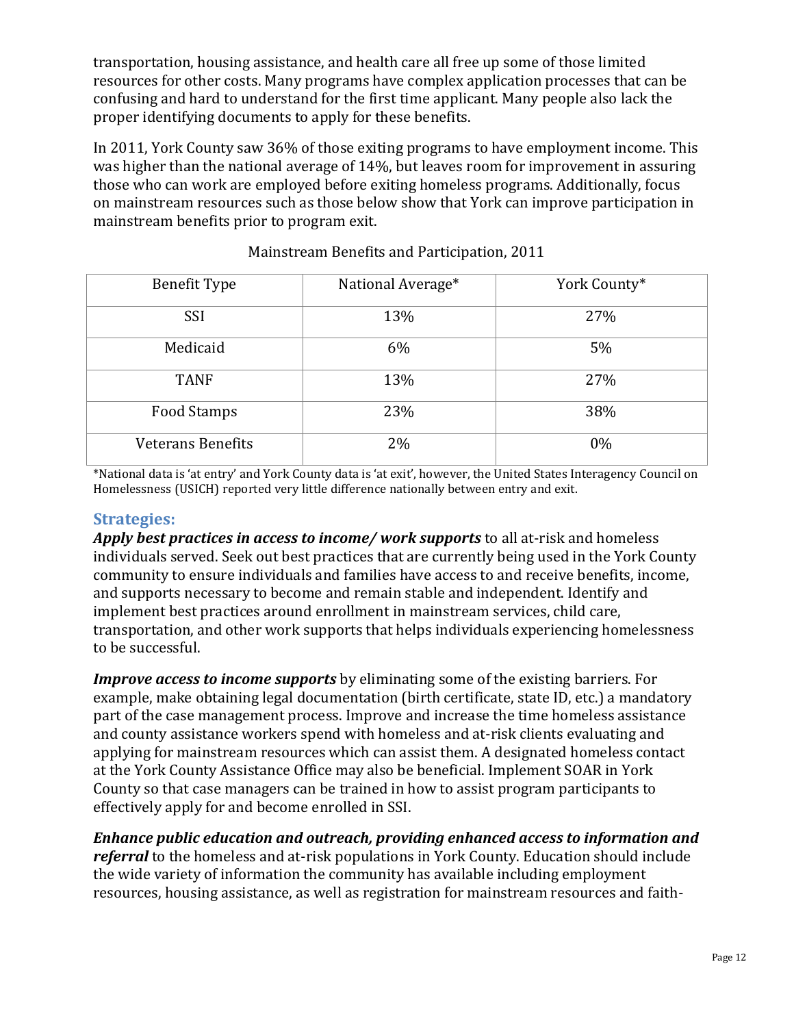transportation, housing assistance, and health care all free up some of those limited resources for other costs. Many programs have complex application processes that can be confusing and hard to understand for the first time applicant. Many people also lack the proper identifying documents to apply for these benefits.

In 2011, York County saw 36% of those exiting programs to have employment income. This was higher than the national average of 14%, but leaves room for improvement in assuring those who can work are employed before exiting homeless programs. Additionally, focus on mainstream resources such as those below show that York can improve participation in mainstream benefits prior to program exit.

Mainstream Benefits and Participation, 2011

| Benefit Type | National Average* | York County* |
|---|---|---|
| SSI | 13% | 27% |
| Medicaid | 6% | 5% |
| TANF | 13% | 27% |
| Food Stamps | 23% | 38% |
| Veterans Benefits | 2% | 0% |

*National data is 'at entry' and York County data is 'at exit', however, the United States Interagency Council on Homelessness (USICH) reported very little difference nationally between entry and exit.

## Strategies:

***Apply best practices in access to income/ work supports*** to all at-risk and homeless individuals served. Seek out best practices that are currently being used in the York County community to ensure individuals and families have access to and receive benefits, income, and supports necessary to become and remain stable and independent. Identify and implement best practices around enrollment in mainstream services, child care, transportation, and other work supports that helps individuals experiencing homelessness to be successful.

***Improve access to income supports*** by eliminating some of the existing barriers. For example, make obtaining legal documentation (birth certificate, state ID, etc.) a mandatory part of the case management process. Improve and increase the time homeless assistance and county assistance workers spend with homeless and at-risk clients evaluating and applying for mainstream resources which can assist them. A designated homeless contact at the York County Assistance Office may also be beneficial. Implement SOAR in York County so that case managers can be trained in how to assist program participants to effectively apply for and become enrolled in SSI.

***Enhance public education and outreach, providing enhanced access to information and referral*** to the homeless and at-risk populations in York County. Education should include the wide variety of information the community has available including employment resources, housing assistance, as well as registration for mainstream resources and faith-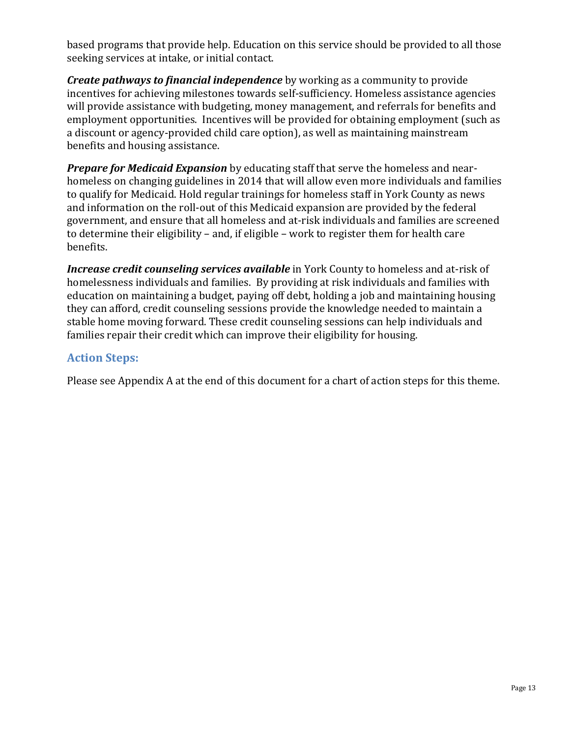based programs that provide help. Education on this service should be provided to all those seeking services at intake, or initial contact.

***Create pathways to financial independence*** by working as a community to provide incentives for achieving milestones towards self-sufficiency. Homeless assistance agencies will provide assistance with budgeting, money management, and referrals for benefits and employment opportunities. Incentives will be provided for obtaining employment (such as a discount or agency-provided child care option), as well as maintaining mainstream benefits and housing assistance.

***Prepare for Medicaid Expansion*** by educating staff that serve the homeless and near-homeless on changing guidelines in 2014 that will allow even more individuals and families to qualify for Medicaid. Hold regular trainings for homeless staff in York County as news and information on the roll-out of this Medicaid expansion are provided by the federal government, and ensure that all homeless and at-risk individuals and families are screened to determine their eligibility – and, if eligible – work to register them for health care benefits.

***Increase credit counseling services available*** in York County to homeless and at-risk of homelessness individuals and families. By providing at risk individuals and families with education on maintaining a budget, paying off debt, holding a job and maintaining housing they can afford, credit counseling sessions provide the knowledge needed to maintain a stable home moving forward. These credit counseling sessions can help individuals and families repair their credit which can improve their eligibility for housing.

## Action Steps:

Please see Appendix A at the end of this document for a chart of action steps for this theme.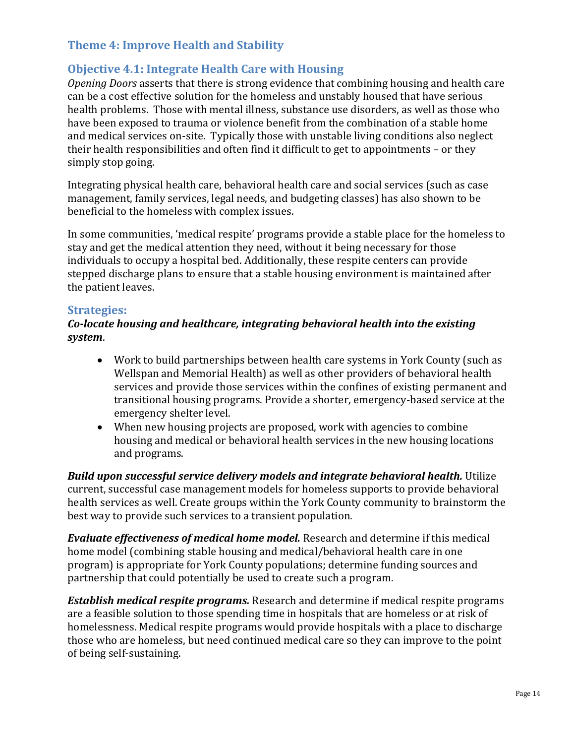## Theme 4: Improve Health and Stability

### Objective 4.1: Integrate Health Care with Housing

*Opening Doors* asserts that there is strong evidence that combining housing and health care can be a cost effective solution for the homeless and unstably housed that have serious health problems. Those with mental illness, substance use disorders, as well as those who have been exposed to trauma or violence benefit from the combination of a stable home and medical services on-site. Typically those with unstable living conditions also neglect their health responsibilities and often find it difficult to get to appointments – or they simply stop going.

Integrating physical health care, behavioral health care and social services (such as case management, family services, legal needs, and budgeting classes) has also shown to be beneficial to the homeless with complex issues.

In some communities, 'medical respite' programs provide a stable place for the homeless to stay and get the medical attention they need, without it being necessary for those individuals to occupy a hospital bed. Additionally, these respite centers can provide stepped discharge plans to ensure that a stable housing environment is maintained after the patient leaves.

### Strategies:

***Co-locate housing and healthcare, integrating behavioral health into the existing system*.**

- Work to build partnerships between health care systems in York County (such as Wellspan and Memorial Health) as well as other providers of behavioral health services and provide those services within the confines of existing permanent and transitional housing programs. Provide a shorter, emergency-based service at the emergency shelter level.
- When new housing projects are proposed, work with agencies to combine housing and medical or behavioral health services in the new housing locations and programs.

***Build upon successful service delivery models and integrate behavioral health.*** Utilize current, successful case management models for homeless supports to provide behavioral health services as well. Create groups within the York County community to brainstorm the best way to provide such services to a transient population.

***Evaluate effectiveness of medical home model.*** Research and determine if this medical home model (combining stable housing and medical/behavioral health care in one program) is appropriate for York County populations; determine funding sources and partnership that could potentially be used to create such a program.

***Establish medical respite programs.*** Research and determine if medical respite programs are a feasible solution to those spending time in hospitals that are homeless or at risk of homelessness. Medical respite programs would provide hospitals with a place to discharge those who are homeless, but need continued medical care so they can improve to the point of being self-sustaining.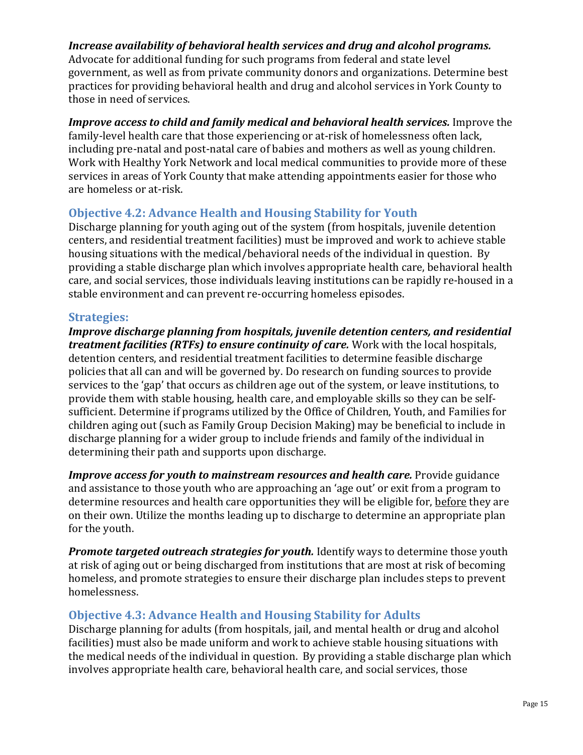***Increase availability of behavioral health services and drug and alcohol programs.*** Advocate for additional funding for such programs from federal and state level government, as well as from private community donors and organizations. Determine best practices for providing behavioral health and drug and alcohol services in York County to those in need of services.

***Improve access to child and family medical and behavioral health services.*** Improve the family-level health care that those experiencing or at-risk of homelessness often lack, including pre-natal and post-natal care of babies and mothers as well as young children. Work with Healthy York Network and local medical communities to provide more of these services in areas of York County that make attending appointments easier for those who are homeless or at-risk.

## Objective 4.2: Advance Health and Housing Stability for Youth

Discharge planning for youth aging out of the system (from hospitals, juvenile detention centers, and residential treatment facilities) must be improved and work to achieve stable housing situations with the medical/behavioral needs of the individual in question. By providing a stable discharge plan which involves appropriate health care, behavioral health care, and social services, those individuals leaving institutions can be rapidly re-housed in a stable environment and can prevent re-occurring homeless episodes.

## Strategies:

***Improve discharge planning from hospitals, juvenile detention centers, and residential treatment facilities (RTFs) to ensure continuity of care.*** Work with the local hospitals, detention centers, and residential treatment facilities to determine feasible discharge policies that all can and will be governed by. Do research on funding sources to provide services to the 'gap' that occurs as children age out of the system, or leave institutions, to provide them with stable housing, health care, and employable skills so they can be self-sufficient. Determine if programs utilized by the Office of Children, Youth, and Families for children aging out (such as Family Group Decision Making) may be beneficial to include in discharge planning for a wider group to include friends and family of the individual in determining their path and supports upon discharge.

***Improve access for youth to mainstream resources and health care.*** Provide guidance and assistance to those youth who are approaching an 'age out' or exit from a program to determine resources and health care opportunities they will be eligible for, <u>before</u> they are on their own. Utilize the months leading up to discharge to determine an appropriate plan for the youth.

***Promote targeted outreach strategies for youth.*** Identify ways to determine those youth at risk of aging out or being discharged from institutions that are most at risk of becoming homeless, and promote strategies to ensure their discharge plan includes steps to prevent homelessness.

## Objective 4.3: Advance Health and Housing Stability for Adults

Discharge planning for adults (from hospitals, jail, and mental health or drug and alcohol facilities) must also be made uniform and work to achieve stable housing situations with the medical needs of the individual in question. By providing a stable discharge plan which involves appropriate health care, behavioral health care, and social services, those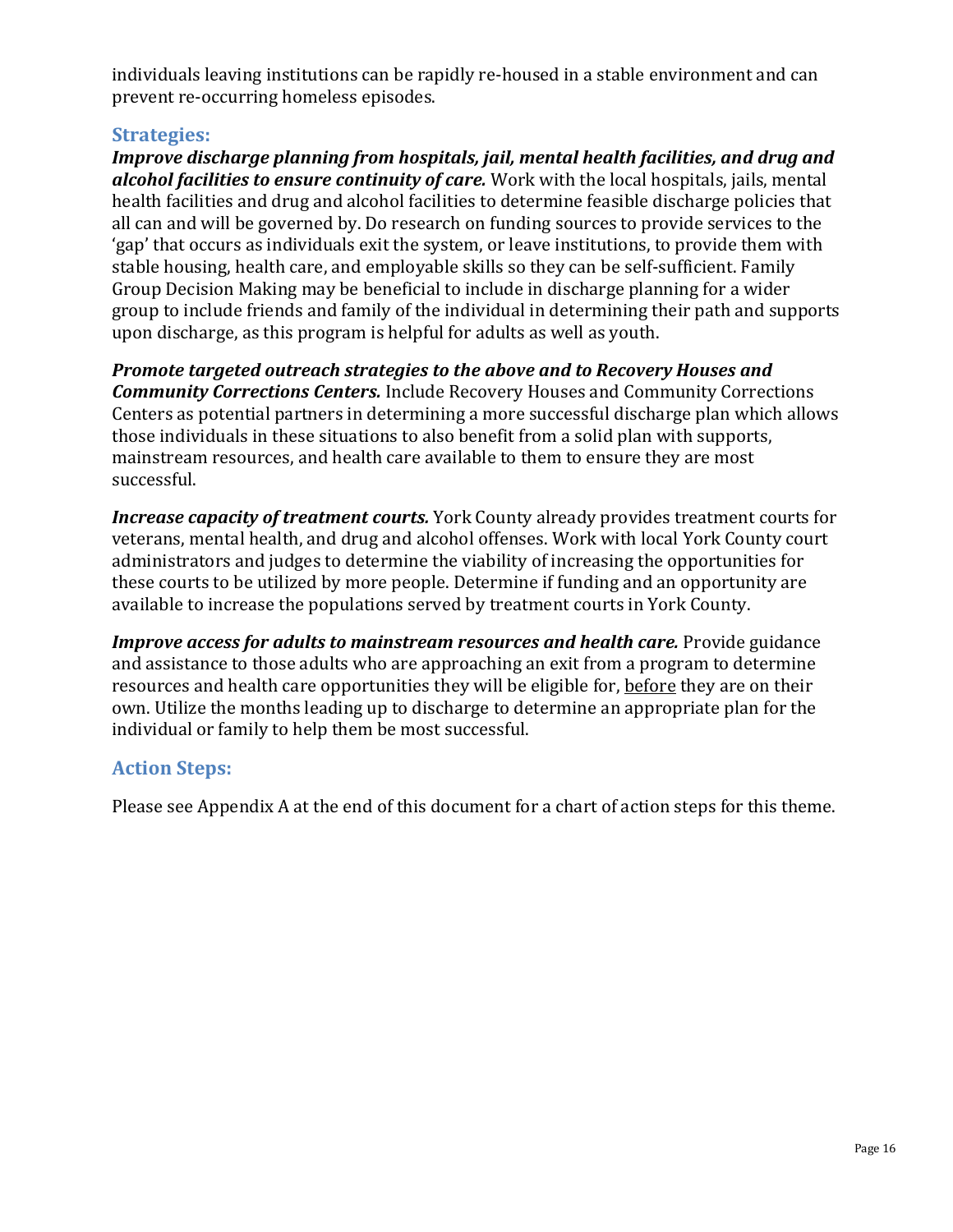individuals leaving institutions can be rapidly re-housed in a stable environment and can prevent re-occurring homeless episodes.

## Strategies:

***Improve discharge planning from hospitals, jail, mental health facilities, and drug and alcohol facilities to ensure continuity of care.*** Work with the local hospitals, jails, mental health facilities and drug and alcohol facilities to determine feasible discharge policies that all can and will be governed by. Do research on funding sources to provide services to the 'gap' that occurs as individuals exit the system, or leave institutions, to provide them with stable housing, health care, and employable skills so they can be self-sufficient. Family Group Decision Making may be beneficial to include in discharge planning for a wider group to include friends and family of the individual in determining their path and supports upon discharge, as this program is helpful for adults as well as youth.

***Promote targeted outreach strategies to the above and to Recovery Houses and Community Corrections Centers.*** Include Recovery Houses and Community Corrections Centers as potential partners in determining a more successful discharge plan which allows those individuals in these situations to also benefit from a solid plan with supports, mainstream resources, and health care available to them to ensure they are most successful.

***Increase capacity of treatment courts.*** York County already provides treatment courts for veterans, mental health, and drug and alcohol offenses. Work with local York County court administrators and judges to determine the viability of increasing the opportunities for these courts to be utilized by more people. Determine if funding and an opportunity are available to increase the populations served by treatment courts in York County.

***Improve access for adults to mainstream resources and health care.*** Provide guidance and assistance to those adults who are approaching an exit from a program to determine resources and health care opportunities they will be eligible for, <u>before</u> they are on their own. Utilize the months leading up to discharge to determine an appropriate plan for the individual or family to help them be most successful.

## Action Steps:

Please see Appendix A at the end of this document for a chart of action steps for this theme.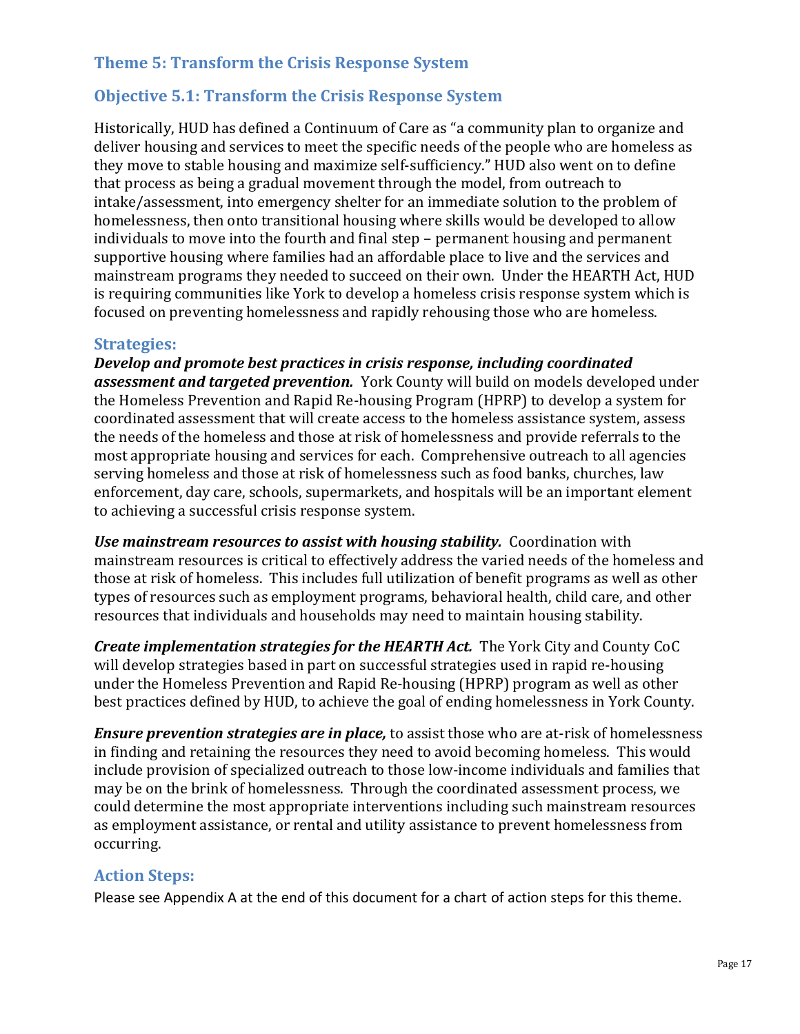## Theme 5: Transform the Crisis Response System

## Objective 5.1: Transform the Crisis Response System

Historically, HUD has defined a Continuum of Care as "a community plan to organize and deliver housing and services to meet the specific needs of the people who are homeless as they move to stable housing and maximize self-sufficiency." HUD also went on to define that process as being a gradual movement through the model, from outreach to intake/assessment, into emergency shelter for an immediate solution to the problem of homelessness, then onto transitional housing where skills would be developed to allow individuals to move into the fourth and final step – permanent housing and permanent supportive housing where families had an affordable place to live and the services and mainstream programs they needed to succeed on their own. Under the HEARTH Act, HUD is requiring communities like York to develop a homeless crisis response system which is focused on preventing homelessness and rapidly rehousing those who are homeless.

### Strategies:

***Develop and promote best practices in crisis response, including coordinated assessment and targeted prevention.*** York County will build on models developed under the Homeless Prevention and Rapid Re-housing Program (HPRP) to develop a system for coordinated assessment that will create access to the homeless assistance system, assess the needs of the homeless and those at risk of homelessness and provide referrals to the most appropriate housing and services for each. Comprehensive outreach to all agencies serving homeless and those at risk of homelessness such as food banks, churches, law enforcement, day care, schools, supermarkets, and hospitals will be an important element to achieving a successful crisis response system.

***Use mainstream resources to assist with housing stability.*** Coordination with mainstream resources is critical to effectively address the varied needs of the homeless and those at risk of homeless. This includes full utilization of benefit programs as well as other types of resources such as employment programs, behavioral health, child care, and other resources that individuals and households may need to maintain housing stability.

***Create implementation strategies for the HEARTH Act.*** The York City and County CoC will develop strategies based in part on successful strategies used in rapid re-housing under the Homeless Prevention and Rapid Re-housing (HPRP) program as well as other best practices defined by HUD, to achieve the goal of ending homelessness in York County.

***Ensure prevention strategies are in place,*** to assist those who are at-risk of homelessness in finding and retaining the resources they need to avoid becoming homeless. This would include provision of specialized outreach to those low-income individuals and families that may be on the brink of homelessness. Through the coordinated assessment process, we could determine the most appropriate interventions including such mainstream resources as employment assistance, or rental and utility assistance to prevent homelessness from occurring.

### Action Steps:

Please see Appendix A at the end of this document for a chart of action steps for this theme.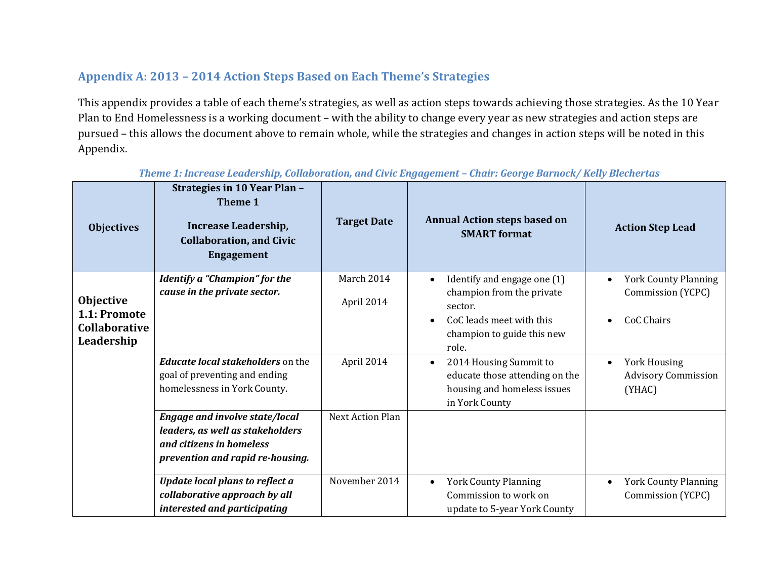## Appendix A: 2013 – 2014 Action Steps Based on Each Theme's Strategies

This appendix provides a table of each theme's strategies, as well as action steps towards achieving those strategies. As the 10 Year Plan to End Homelessness is a working document – with the ability to change every year as new strategies and action steps are pursued – this allows the document above to remain whole, while the strategies and changes in action steps will be noted in this Appendix.

***Theme 1: Increase Leadership, Collaboration, and Civic Engagement – Chair: George Barnock/ Kelly Blechertas***

| Objectives | Strategies in 10 Year Plan – Theme 1<br><br>Increase Leadership, Collaboration, and Civic Engagement | Target Date | Annual Action steps based on SMART format | Action Step Lead |
|---|---|---|---|---|
| **Objective 1.1: Promote Collaborative Leadership** | ***Identify a "Champion" for the cause in the private sector.*** | March 2014<br><br>April 2014 | • Identify and engage one (1) champion from the private sector.<br>• CoC leads meet with this champion to guide this new role. | • York County Planning Commission (YCPC)<br><br>• CoC Chairs |
| | ***Educate local stakeholders*** on the goal of preventing and ending homelessness in York County. | April 2014 | • 2014 Housing Summit to educate those attending on the housing and homeless issues in York County | • York Housing Advisory Commission (YHAC) |
| | ***Engage and involve state/local leaders, as well as stakeholders and citizens in homeless prevention and rapid re-housing.*** | Next Action Plan | | |
| | ***Update local plans to reflect a collaborative approach by all interested and participating*** | November 2014 | • York County Planning Commission to work on update to 5-year York County | • York County Planning Commission (YCPC) |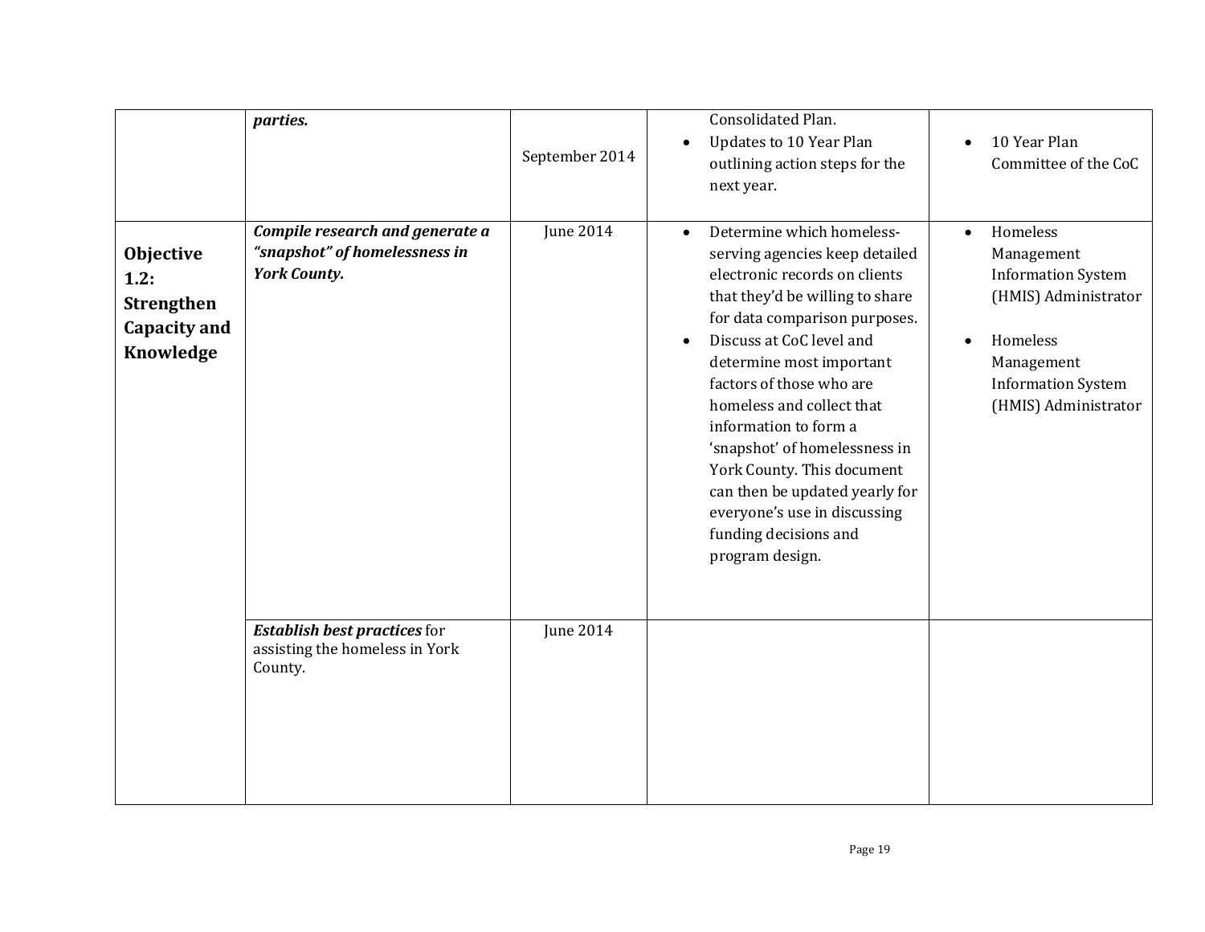| | | | | |
|---|---|---|---|---|
| | ***parties.*** | September 2014 | Consolidated Plan.<br>• Updates to 10 Year Plan outlining action steps for the next year. | • 10 Year Plan Committee of the CoC |
| **Objective 1.2: Strengthen Capacity and Knowledge** | ***Compile research and generate a "snapshot" of homelessness in York County.*** | June 2014 | • Determine which homeless-serving agencies keep detailed electronic records on clients that they'd be willing to share for data comparison purposes.<br>• Discuss at CoC level and determine most important factors of those who are homeless and collect that information to form a 'snapshot' of homelessness in York County. This document can then be updated yearly for everyone's use in discussing funding decisions and program design. | • Homeless Management Information System (HMIS) Administrator<br>• Homeless Management Information System (HMIS) Administrator |
| | ***Establish best practices*** for assisting the homeless in York County. | June 2014 | | |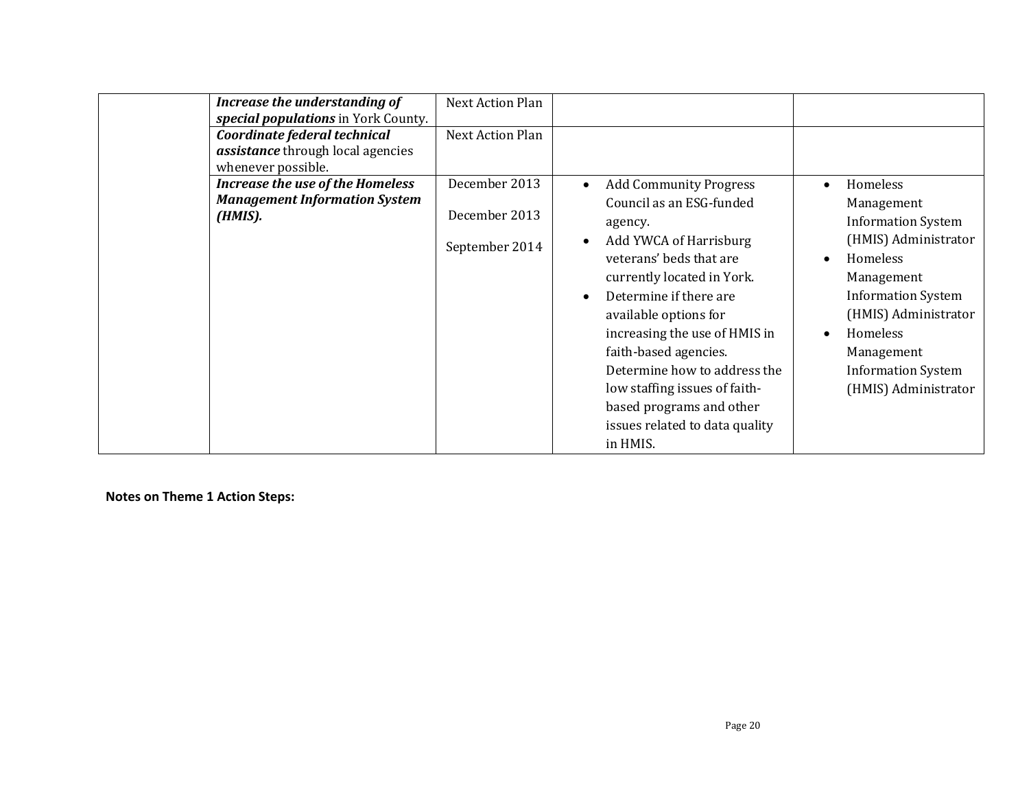| | | | | |
|---|---|---|---|---|
| | ***Increase the understanding of special populations*** in York County. | Next Action Plan | | |
| | ***Coordinate federal technical assistance*** through local agencies whenever possible. | Next Action Plan | | |
| | ***Increase the use of the Homeless Management Information System (HMIS).*** | December 2013<br><br>December 2013<br><br>September 2014 | • Add Community Progress Council as an ESG-funded agency.<br>• Add YWCA of Harrisburg veterans' beds that are currently located in York.<br>• Determine if there are available options for increasing the use of HMIS in faith-based agencies. Determine how to address the low staffing issues of faith-based programs and other issues related to data quality in HMIS. | • Homeless Management Information System (HMIS) Administrator<br>• Homeless Management Information System (HMIS) Administrator<br>• Homeless Management Information System (HMIS) Administrator |

**Notes on Theme 1 Action Steps:**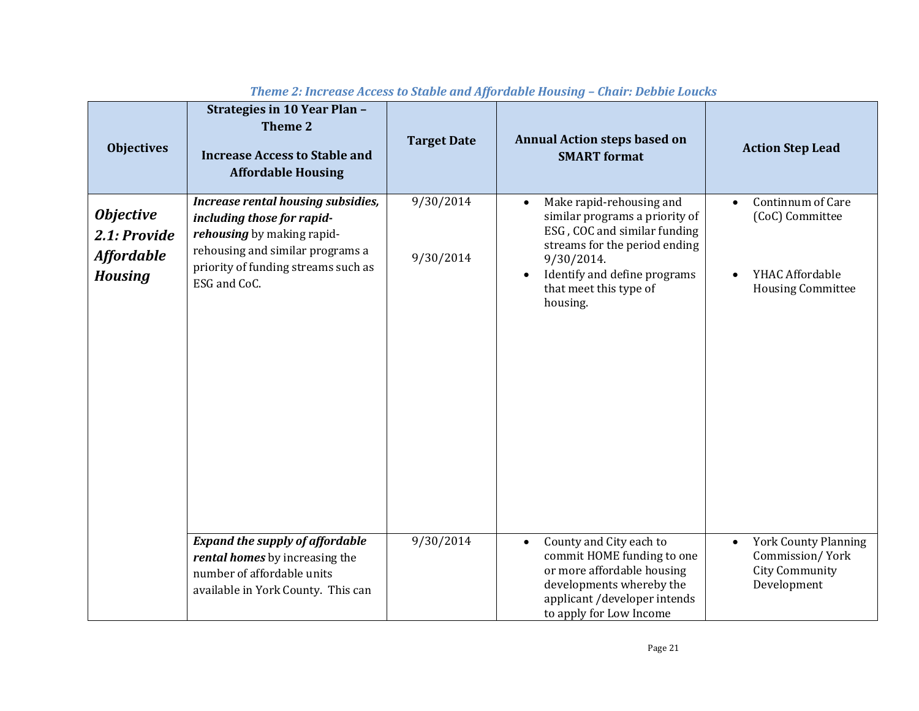*Theme 2: Increase Access to Stable and Affordable Housing – Chair: Debbie Loucks*

| Objectives | Strategies in 10 Year Plan – Theme 2<br><br>Increase Access to Stable and Affordable Housing | Target Date | Annual Action steps based on SMART format | Action Step Lead |
|---|---|---|---|---|
| ***Objective 2.1: Provide Affordable Housing*** | ***Increase rental housing subsidies, including those for rapid-rehousing*** by making rapid-rehousing and similar programs a priority of funding streams such as ESG and CoC. | 9/30/2014<br><br>9/30/2014 | • Make rapid-rehousing and similar programs a priority of ESG , COC and similar funding streams for the period ending 9/30/2014.<br>• Identify and define programs that meet this type of housing. | • Continnum of Care (CoC) Committee<br><br>• YHAC Affordable Housing Committee |
| | ***Expand the supply of affordable rental homes*** by increasing the number of affordable units available in York County. This can | 9/30/2014 | • County and City each to commit HOME funding to one or more affordable housing developments whereby the applicant /developer intends to apply for Low Income | • York County Planning Commission/ York City Community Development |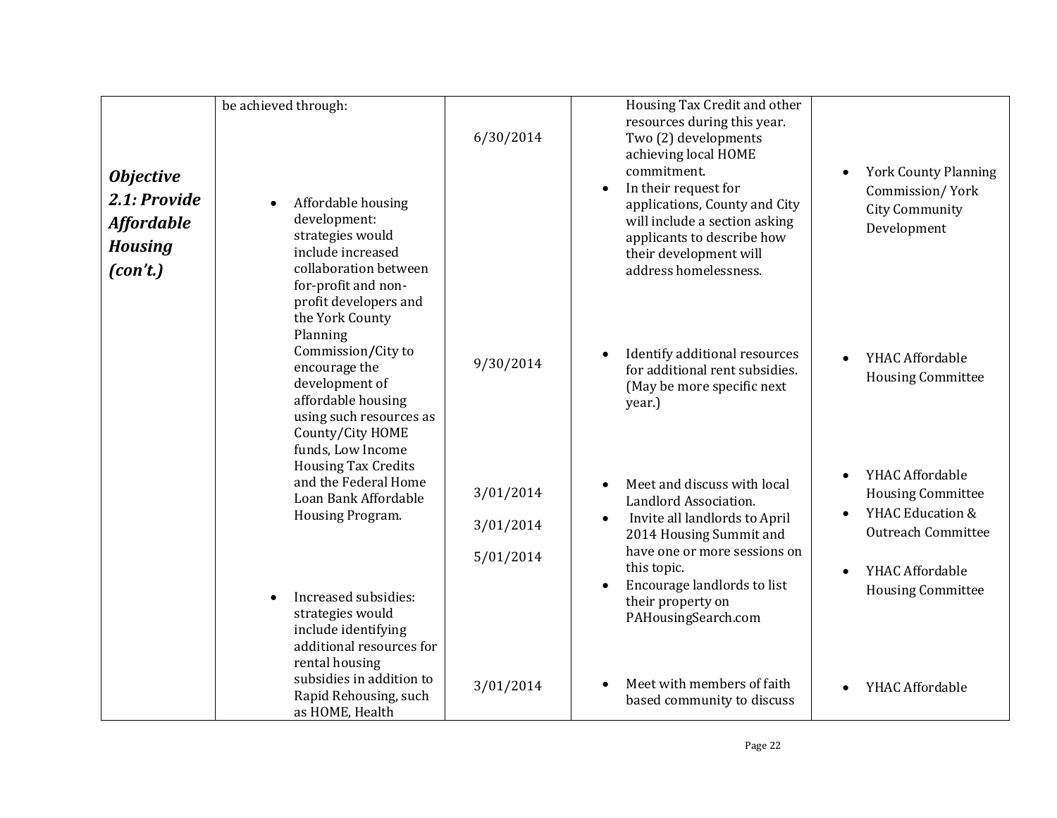| *Objective 2.1: Provide Affordable Housing (con't.)* | be achieved through:<br><br>• Affordable housing development: strategies would include increased collaboration between for-profit and non-profit developers and the York County Planning Commission/City to encourage the development of affordable housing using such resources as County/City HOME funds, Low Income Housing Tax Credits and the Federal Home Loan Bank Affordable Housing Program.<br><br>• Increased subsidies: strategies would include identifying additional resources for rental housing subsidies in addition to Rapid Rehousing, such as HOME, Health | 6/30/2014 | Housing Tax Credit and other resources during this year. Two (2) developments achieving local HOME commitment.<br>• In their request for applications, County and City will include a section asking applicants to describe how their development will address homelessness. | • York County Planning Commission/ York City Community Development |
|---|---|---|---|---|
| | | 9/30/2014 | • Identify additional resources for additional rent subsidies. (May be more specific next year.) | • YHAC Affordable Housing Committee |
| | | 3/01/2014<br>3/01/2014<br>5/01/2014 | • Meet and discuss with local Landlord Association.<br>• Invite all landlords to April 2014 Housing Summit and have one or more sessions on this topic.<br>• Encourage landlords to list their property on PAHousingSearch.com | • YHAC Affordable Housing Committee<br>• YHAC Education & Outreach Committee<br>• YHAC Affordable Housing Committee |
| | | 3/01/2014 | • Meet with members of faith based community to discuss | • YHAC Affordable |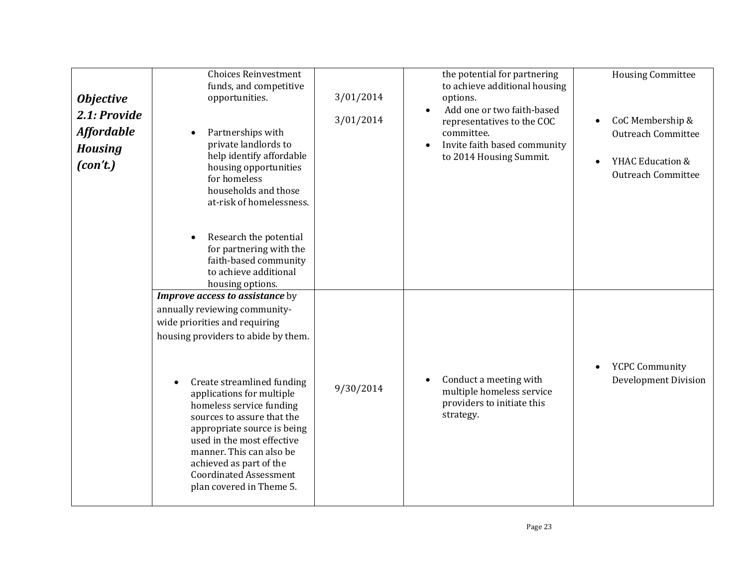| | | | | |
|---|---|---|---|---|
| ***Objective 2.1: Provide Affordable Housing (con't.)*** | Choices Reinvestment funds, and competitive opportunities.<br><br>• Partnerships with private landlords to help identify affordable housing opportunities for homeless households and those at-risk of homelessness.<br><br>• Research the potential for partnering with the faith-based community to achieve additional housing options. | 3/01/2014<br><br>3/01/2014 | the potential for partnering to achieve additional housing options.<br>• Add one or two faith-based representatives to the COC committee.<br>• Invite faith based community to 2014 Housing Summit. | Housing Committee<br><br>• CoC Membership & Outreach Committee<br><br>• YHAC Education & Outreach Committee |
| | ***Improve access to assistance*** by annually reviewing community-wide priorities and requiring housing providers to abide by them.<br><br>• Create streamlined funding applications for multiple homeless service funding sources to assure that the appropriate source is being used in the most effective manner. This can also be achieved as part of the Coordinated Assessment plan covered in Theme 5. | 9/30/2014 | • Conduct a meeting with multiple homeless service providers to initiate this strategy. | • YCPC Community Development Division |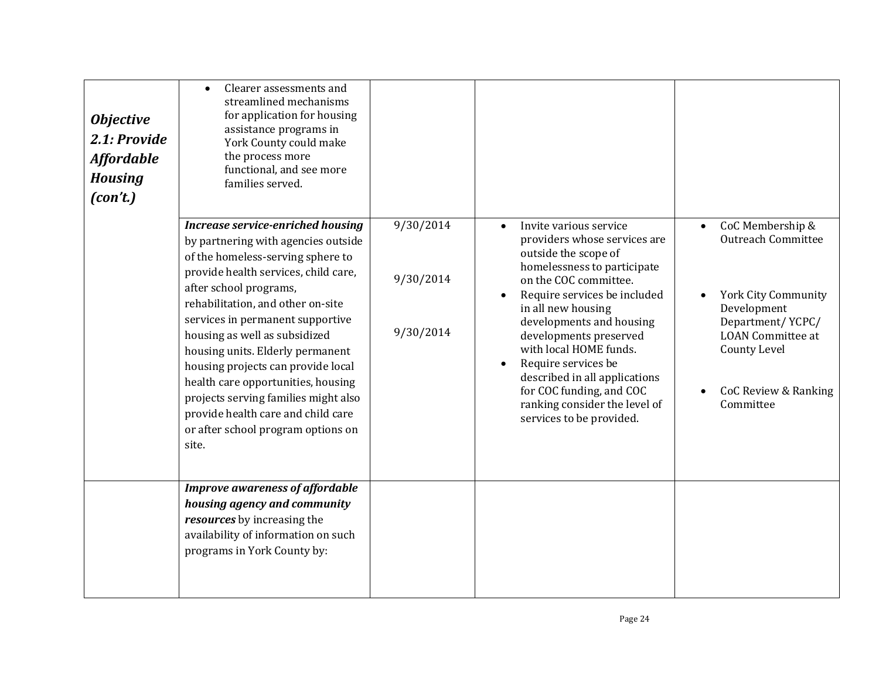| | | | | |
|---|---|---|---|---|
| ***Objective 2.1: Provide Affordable Housing (con't.)*** | • Clearer assessments and streamlined mechanisms for application for housing assistance programs in York County could make the process more functional, and see more families served. | | | |
| | ***Increase service-enriched housing*** by partnering with agencies outside of the homeless-serving sphere to provide health services, child care, after school programs, rehabilitation, and other on-site services in permanent supportive housing as well as subsidized housing units. Elderly permanent housing projects can provide local health care opportunities, housing projects serving families might also provide health care and child care or after school program options on site. | 9/30/2014<br><br>9/30/2014<br><br>9/30/2014 | • Invite various service providers whose services are outside the scope of homelessness to participate on the COC committee.<br>• Require services be included in all new housing developments and housing developments preserved with local HOME funds.<br>• Require services be described in all applications for COC funding, and COC ranking consider the level of services to be provided. | • CoC Membership & Outreach Committee<br><br>• York City Community Development Department/ YCPC/ LOAN Committee at County Level<br><br>• CoC Review & Ranking Committee |
| | ***Improve awareness of affordable housing agency and community resources*** by increasing the availability of information on such programs in York County by: | | | |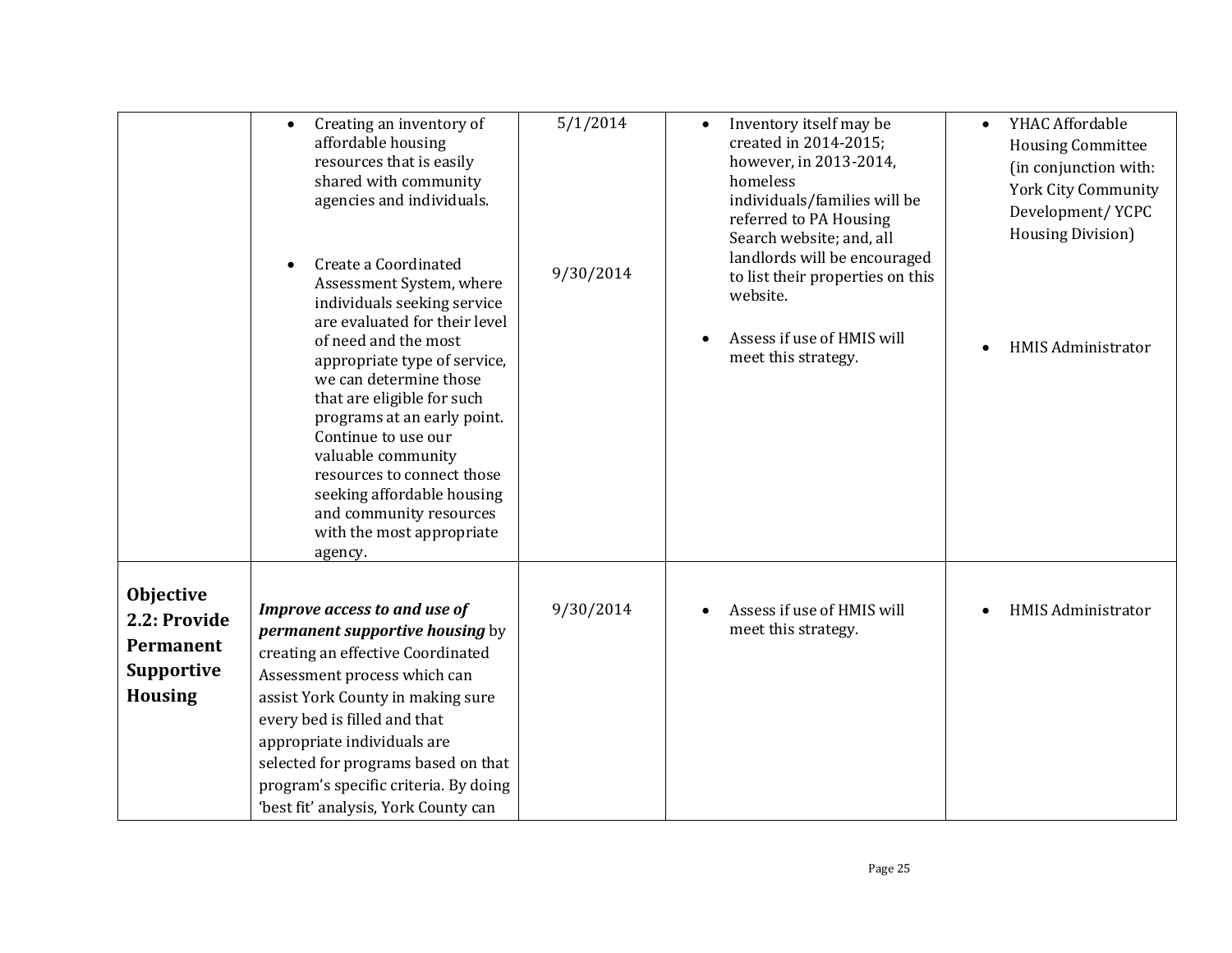| | | | | |
|---|---|---|---|---|
| | • Creating an inventory of affordable housing resources that is easily shared with community agencies and individuals.<br><br>• Create a Coordinated Assessment System, where individuals seeking service are evaluated for their level of need and the most appropriate type of service, we can determine those that are eligible for such programs at an early point. Continue to use our valuable community resources to connect those seeking affordable housing and community resources with the most appropriate agency. | 5/1/2014<br><br>9/30/2014 | • Inventory itself may be created in 2014-2015; however, in 2013-2014, homeless individuals/families will be referred to PA Housing Search website; and, all landlords will be encouraged to list their properties on this website.<br><br>• Assess if use of HMIS will meet this strategy. | • YHAC Affordable Housing Committee (in conjunction with: York City Community Development/ YCPC Housing Division)<br><br>• HMIS Administrator |
| **Objective 2.2: Provide Permanent Supportive Housing** | ***Improve access to and use of permanent supportive housing*** by creating an effective Coordinated Assessment process which can assist York County in making sure every bed is filled and that appropriate individuals are selected for programs based on that program's specific criteria. By doing 'best fit' analysis, York County can | 9/30/2014 | • Assess if use of HMIS will meet this strategy. | • HMIS Administrator |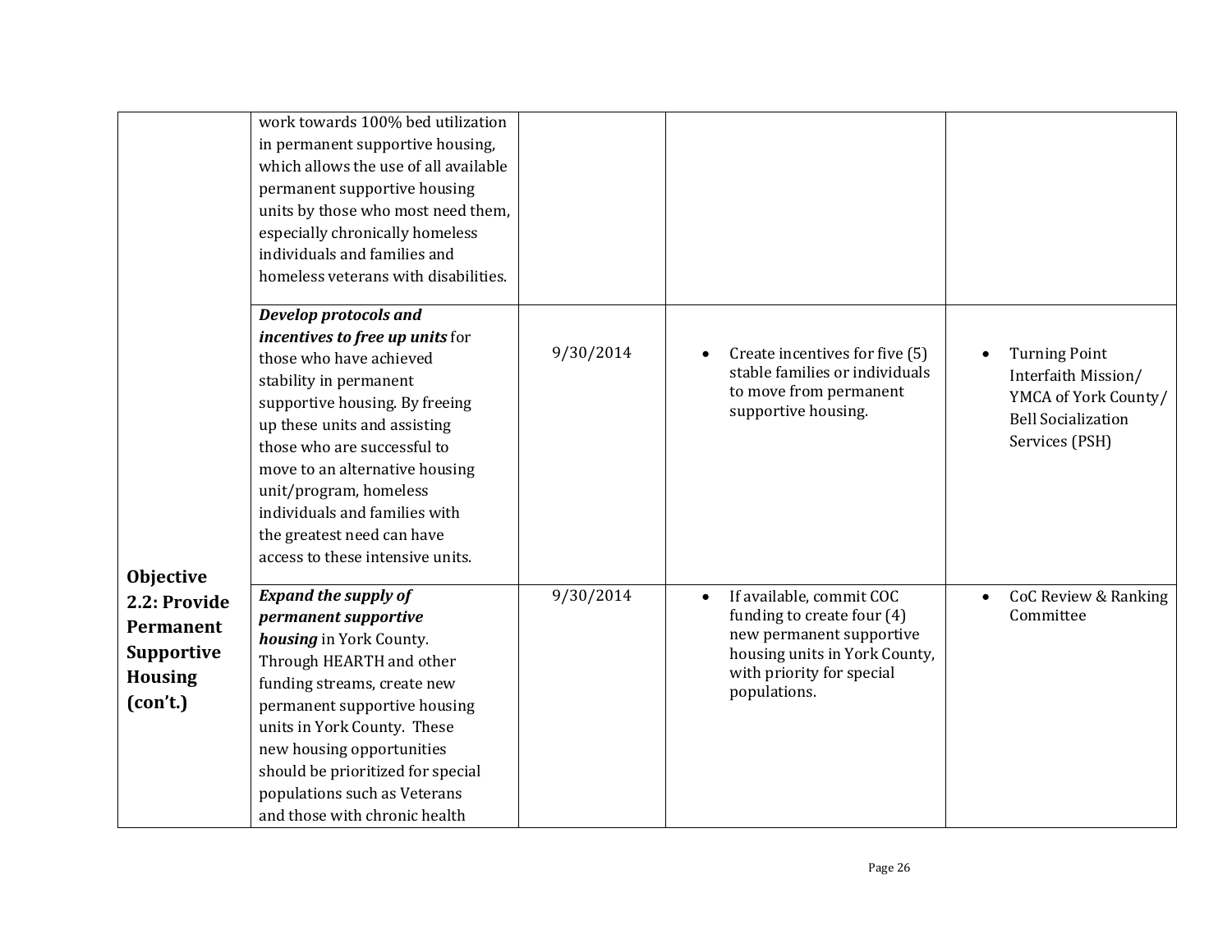| | | | | |
|---|---|---|---|---|
| **Objective 2.2: Provide Permanent Supportive Housing (con't.)** | work towards 100% bed utilization in permanent supportive housing, which allows the use of all available permanent supportive housing units by those who most need them, especially chronically homeless individuals and families and homeless veterans with disabilities. | | | |
| | ***Develop protocols and incentives to free up units*** for those who have achieved stability in permanent supportive housing. By freeing up these units and assisting those who are successful to move to an alternative housing unit/program, homeless individuals and families with the greatest need can have access to these intensive units. | 9/30/2014 | • Create incentives for five (5) stable families or individuals to move from permanent supportive housing. | • Turning Point Interfaith Mission/ YMCA of York County/ Bell Socialization Services (PSH) |
| | ***Expand the supply of permanent supportive housing*** in York County. Through HEARTH and other funding streams, create new permanent supportive housing units in York County. These new housing opportunities should be prioritized for special populations such as Veterans and those with chronic health | 9/30/2014 | • If available, commit COC funding to create four (4) new permanent supportive housing units in York County, with priority for special populations. | • CoC Review & Ranking Committee |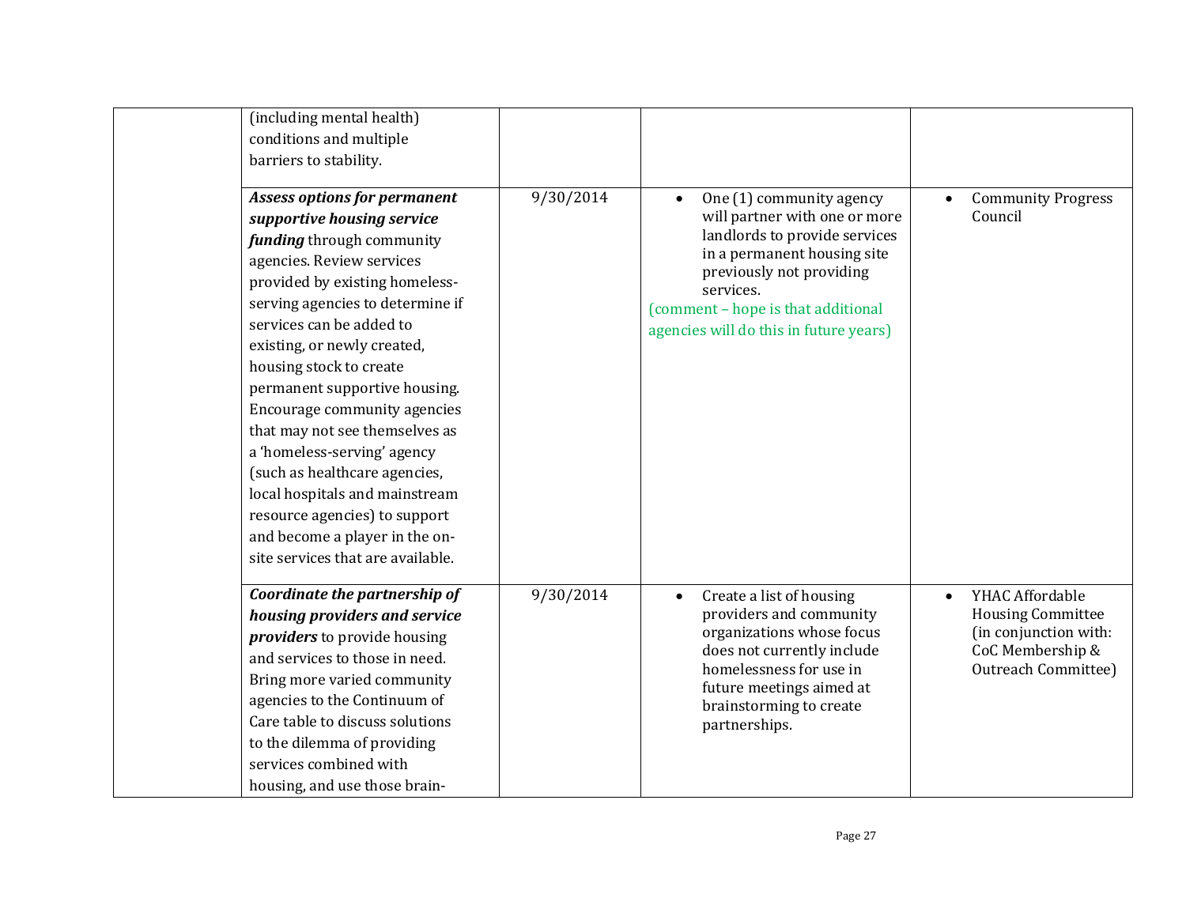| | | | | |
|---|---|---|---|---|
| | (including mental health) conditions and multiple barriers to stability. | | | |
| | ***Assess options for permanent supportive housing service funding*** through community agencies. Review services provided by existing homeless-serving agencies to determine if services can be added to existing, or newly created, housing stock to create permanent supportive housing. Encourage community agencies that may not see themselves as a 'homeless-serving' agency (such as healthcare agencies, local hospitals and mainstream resource agencies) to support and become a player in the on-site services that are available. | 9/30/2014 | • One (1) community agency will partner with one or more landlords to provide services in a permanent housing site previously not providing services.<br>(comment – hope is that additional agencies will do this in future years) | • Community Progress Council |
| | ***Coordinate the partnership of housing providers and service providers*** to provide housing and services to those in need. Bring more varied community agencies to the Continuum of Care table to discuss solutions to the dilemma of providing services combined with housing, and use those brain- | 9/30/2014 | • Create a list of housing providers and community organizations whose focus does not currently include homelessness for use in future meetings aimed at brainstorming to create partnerships. | • YHAC Affordable Housing Committee (in conjunction with: CoC Membership & Outreach Committee) |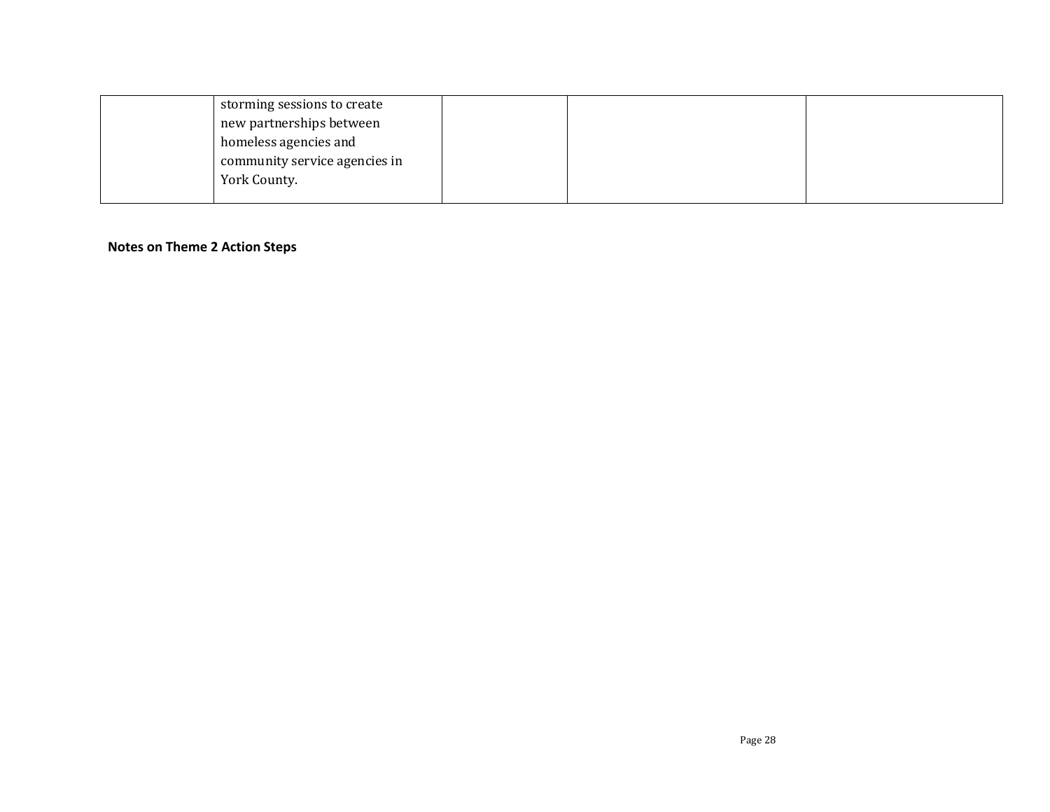| | | | | |
|---|---|---|---|---|
| | storming sessions to create new partnerships between homeless agencies and community service agencies in York County. | | | |

**Notes on Theme 2 Action Steps**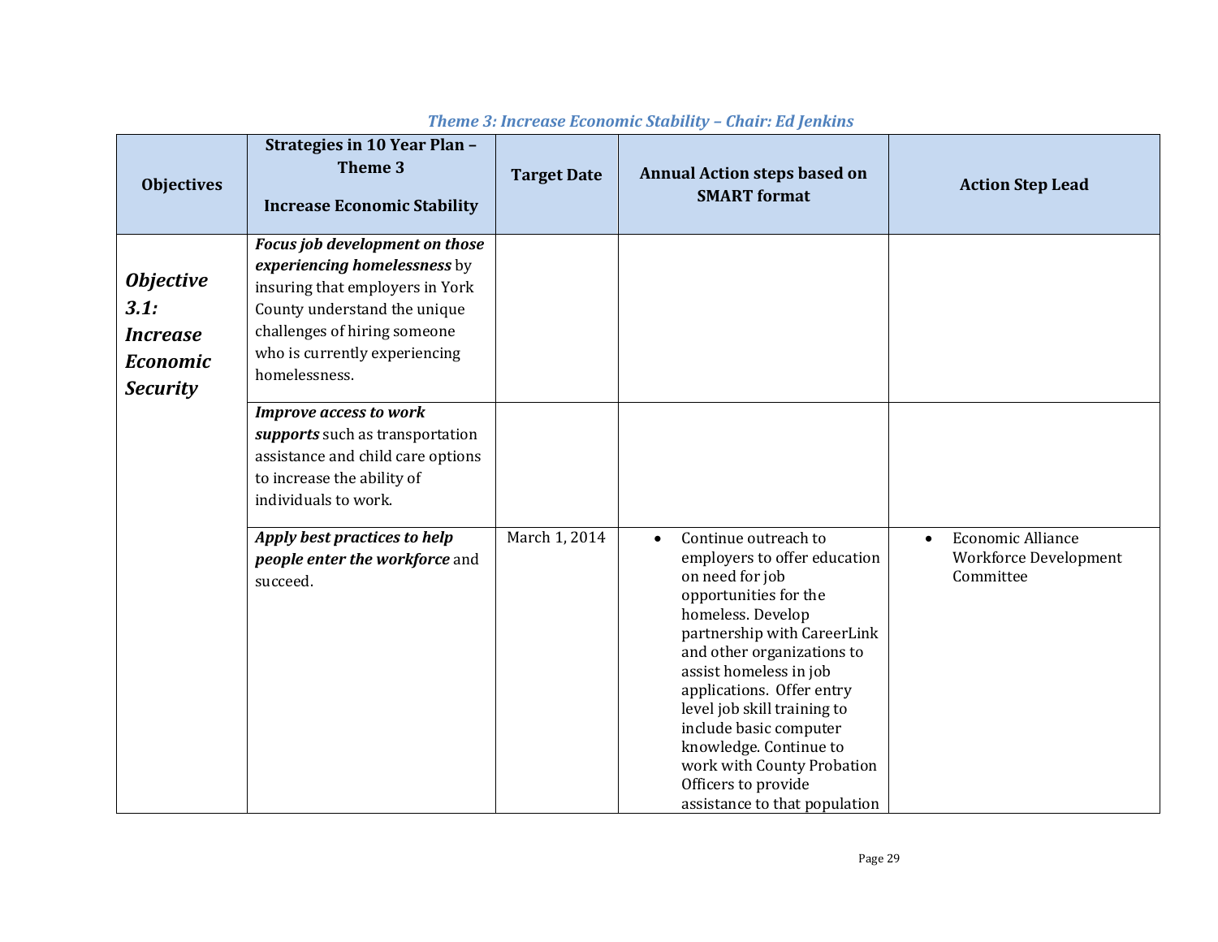### *Theme 3: Increase Economic Stability – Chair: Ed Jenkins*

| Objectives | Strategies in 10 Year Plan – Theme 3 **Increase Economic Stability** | Target Date | Annual Action steps based on SMART format | Action Step Lead |
|---|---|---|---|---|
| ***Objective 3.1: Increase Economic Security*** | ***Focus job development on those experiencing homelessness*** by insuring that employers in York County understand the unique challenges of hiring someone who is currently experiencing homelessness. | | | |
| | ***Improve access to work supports*** such as transportation assistance and child care options to increase the ability of individuals to work. | | | |
| | ***Apply best practices to help people enter the workforce*** and succeed. | March 1, 2014 | • Continue outreach to employers to offer education on need for job opportunities for the homeless. Develop partnership with CareerLink and other organizations to assist homeless in job applications. Offer entry level job skill training to include basic computer knowledge. Continue to work with County Probation Officers to provide assistance to that population | • Economic Alliance Workforce Development Committee |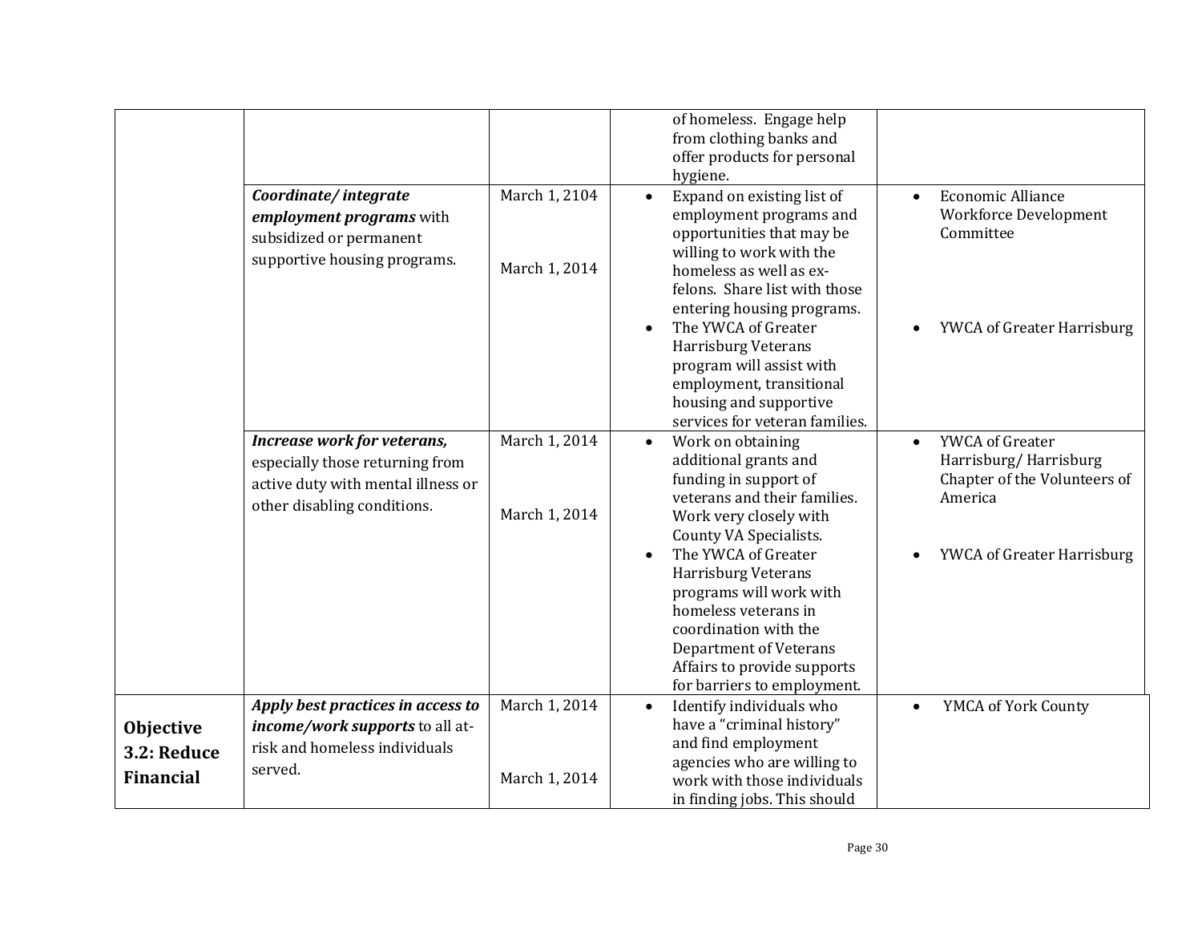| | | | | |
|---|---|---|---|---|
| | | | of homeless. Engage help from clothing banks and offer products for personal hygiene. | |
| | ***Coordinate/ integrate employment programs*** with subsidized or permanent supportive housing programs. | March 1, 2104<br><br>March 1, 2014 | • Expand on existing list of employment programs and opportunities that may be willing to work with the homeless as well as ex-felons. Share list with those entering housing programs.<br>• The YWCA of Greater Harrisburg Veterans program will assist with employment, transitional housing and supportive services for veteran families. | • Economic Alliance Workforce Development Committee<br><br>• YWCA of Greater Harrisburg |
| | ***Increase work for veterans,*** especially those returning from active duty with mental illness or other disabling conditions. | March 1, 2014<br><br>March 1, 2014 | • Work on obtaining additional grants and funding in support of veterans and their families. Work very closely with County VA Specialists.<br>• The YWCA of Greater Harrisburg Veterans programs will work with homeless veterans in coordination with the Department of Veterans Affairs to provide supports for barriers to employment. | • YWCA of Greater Harrisburg/ Harrisburg Chapter of the Volunteers of America<br><br>• YWCA of Greater Harrisburg |
| **Objective 3.2: Reduce Financial** | ***Apply best practices in access to income/work supports*** to all at-risk and homeless individuals served. | March 1, 2014<br><br>March 1, 2014 | • Identify individuals who have a "criminal history" and find employment agencies who are willing to work with those individuals in finding jobs. This should | • YMCA of York County |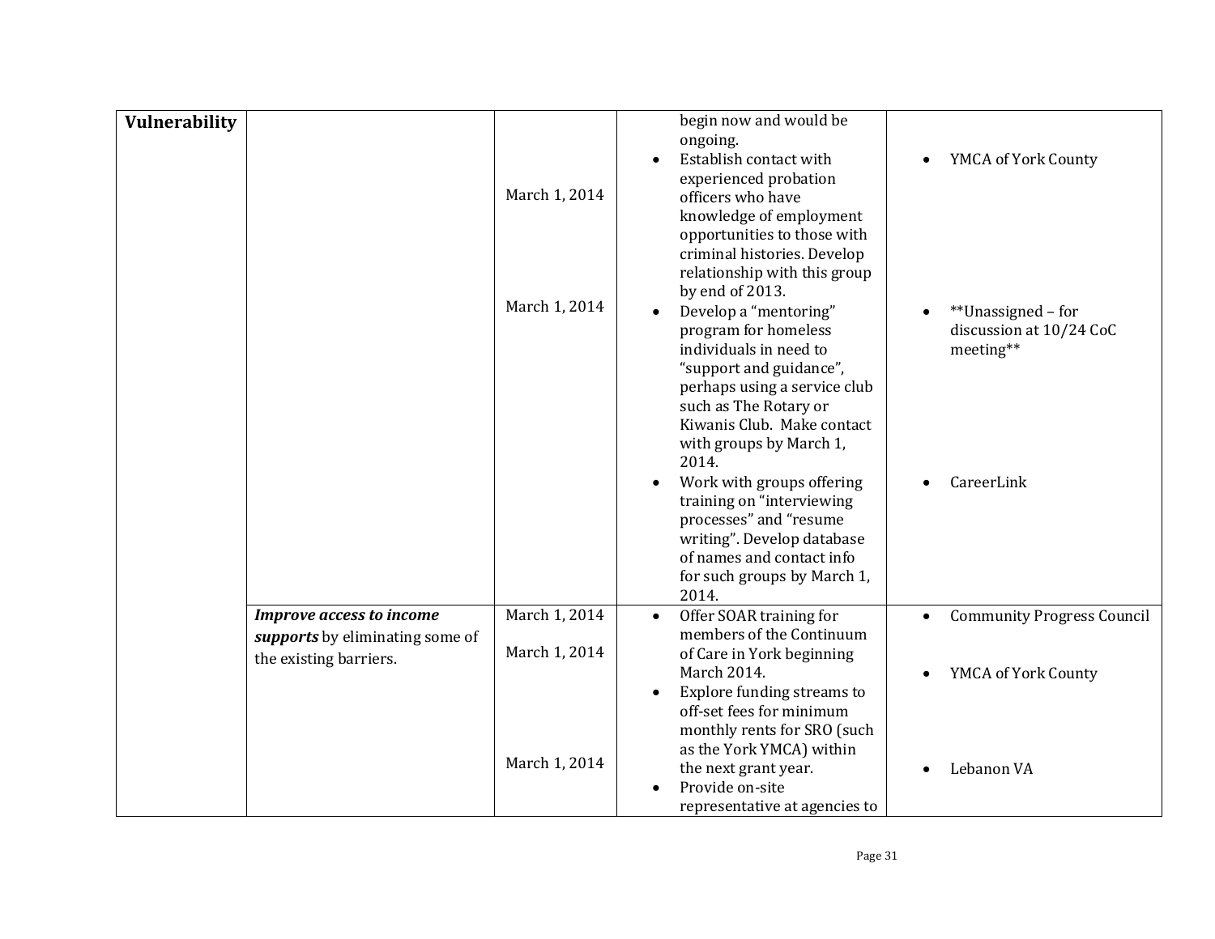| Vulnerability | | | begin now and would be ongoing. | |
|---|---|---|---|---|
| | | March 1, 2014 | • Establish contact with experienced probation officers who have knowledge of employment opportunities to those with criminal histories. Develop relationship with this group by end of 2013. | • YMCA of York County |
| | | March 1, 2014 | • Develop a "mentoring" program for homeless individuals in need to "support and guidance", perhaps using a service club such as The Rotary or Kiwanis Club. Make contact with groups by March 1, 2014. | • **Unassigned – for discussion at 10/24 CoC meeting** |
| | | | • Work with groups offering training on "interviewing processes" and "resume writing". Develop database of names and contact info for such groups by March 1, 2014. | • CareerLink |
| | ***Improve access to income supports*** by eliminating some of the existing barriers. | March 1, 2014 | • Offer SOAR training for members of the Continuum of Care in York beginning March 2014. | • Community Progress Council |
| | | March 1, 2014 | • Explore funding streams to off-set fees for minimum monthly rents for SRO (such as the York YMCA) within the next grant year. | • YMCA of York County |
| | | March 1, 2014 | • Provide on-site representative at agencies to | • Lebanon VA |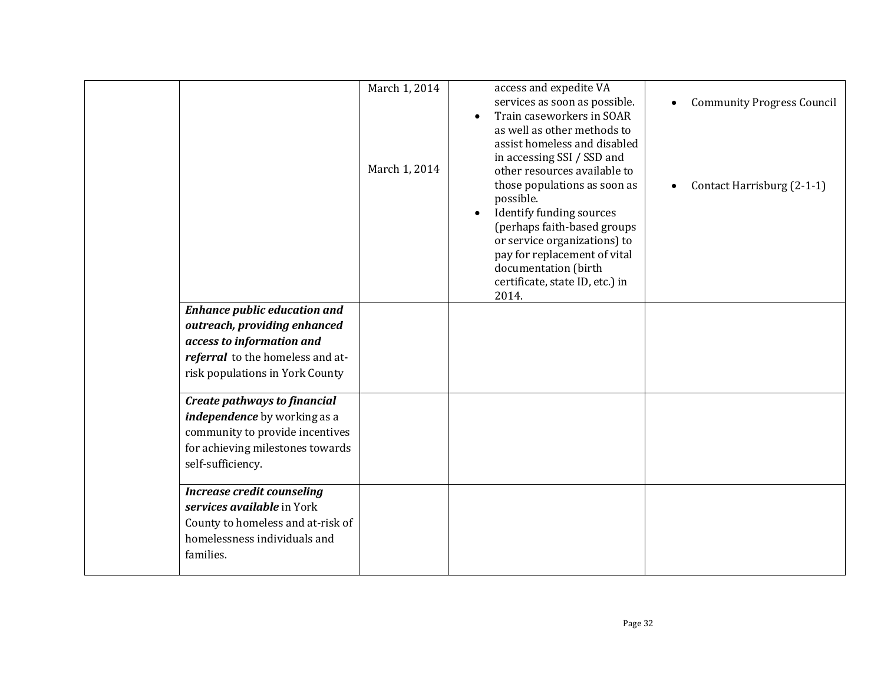| | | | | |
|---|---|---|---|---|
| | | March 1, 2014<br><br><br>March 1, 2014 | access and expedite VA services as soon as possible.<br>• Train caseworkers in SOAR as well as other methods to assist homeless and disabled in accessing SSI / SSD and other resources available to those populations as soon as possible.<br>• Identify funding sources (perhaps faith-based groups or service organizations) to pay for replacement of vital documentation (birth certificate, state ID, etc.) in 2014. | • Community Progress Council<br><br><br>• Contact Harrisburg (2-1-1) |
| | ***Enhance public education and outreach, providing enhanced access to information and referral*** to the homeless and at-risk populations in York County | | | |
| | ***Create pathways to financial independence*** by working as a community to provide incentives for achieving milestones towards self-sufficiency. | | | |
| | ***Increase credit counseling services available*** in York County to homeless and at-risk of homelessness individuals and families. | | | |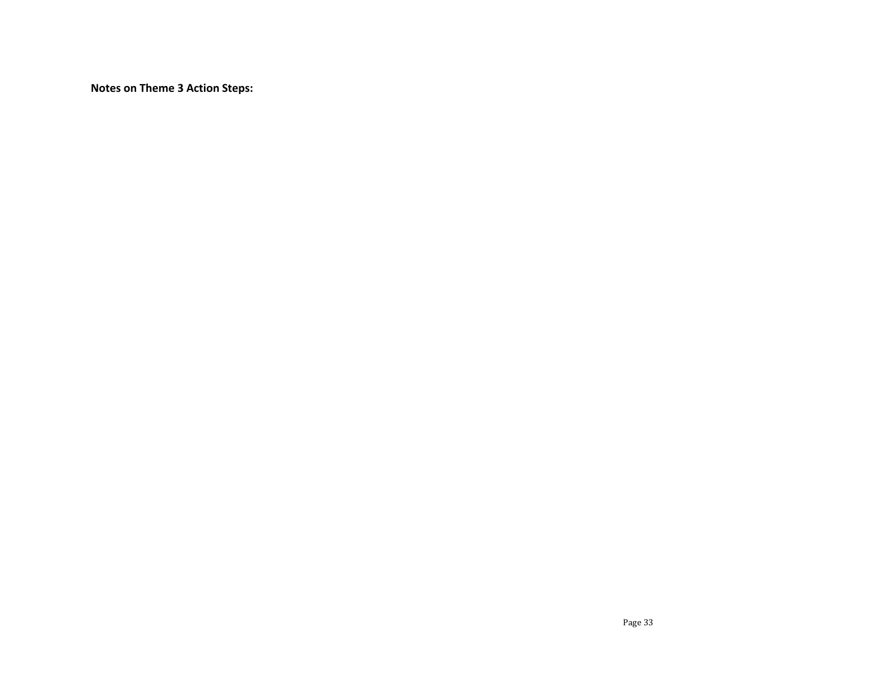**Notes on Theme 3 Action Steps:**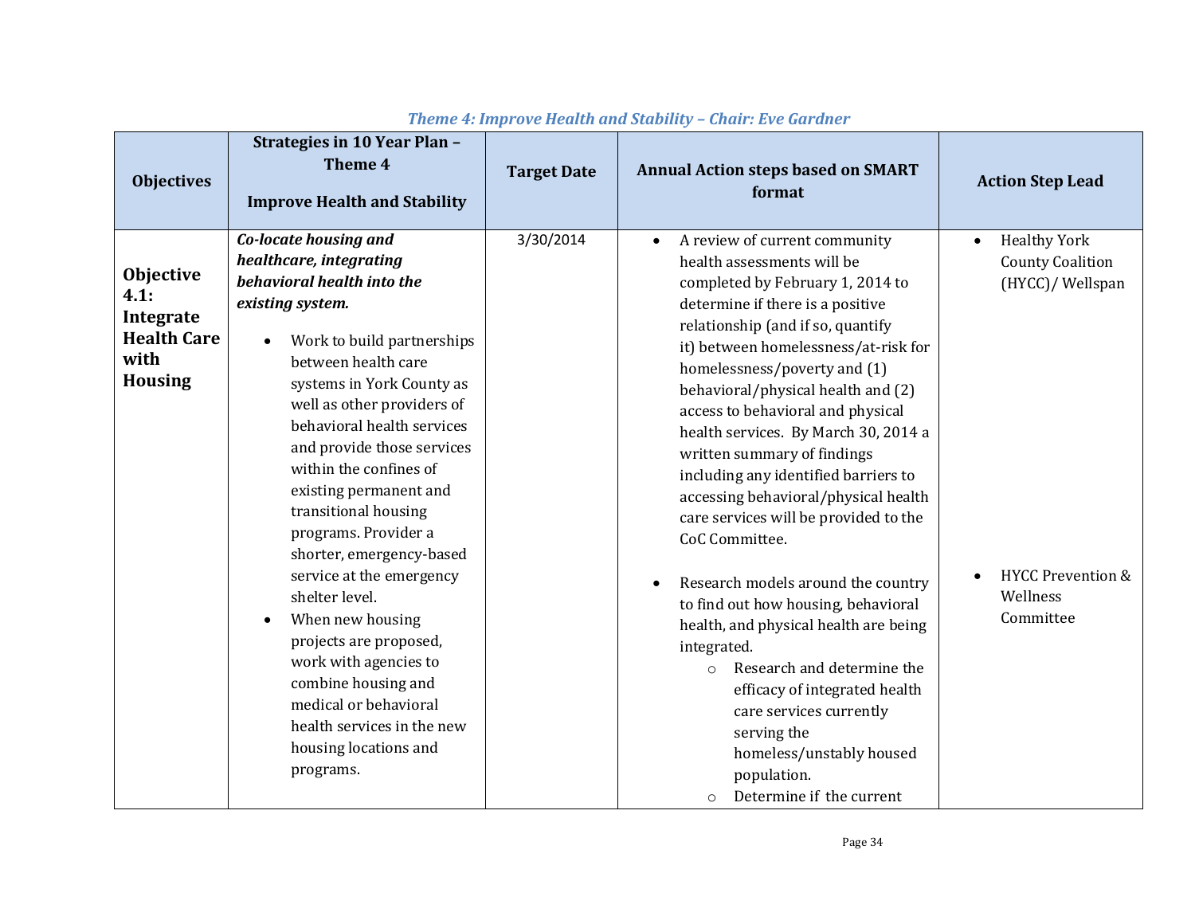*Theme 4: Improve Health and Stability – Chair: Eve Gardner*

| Objectives | Strategies in 10 Year Plan – Theme 4<br><br>Improve Health and Stability | Target Date | Annual Action steps based on SMART format | Action Step Lead |
|---|---|---|---|---|
| **Objective 4.1: Integrate Health Care with Housing** | ***Co-locate housing and healthcare, integrating behavioral health into the existing system.***<br>• Work to build partnerships between health care systems in York County as well as other providers of behavioral health services and provide those services within the confines of existing permanent and transitional housing programs. Provider a shorter, emergency-based service at the emergency shelter level.<br>• When new housing projects are proposed, work with agencies to combine housing and medical or behavioral health services in the new housing locations and programs. | 3/30/2014 | • A review of current community health assessments will be completed by February 1, 2014 to determine if there is a positive relationship (and if so, quantify it) between homelessness/at-risk for homelessness/poverty and (1) behavioral/physical health and (2) access to behavioral and physical health services. By March 30, 2014 a written summary of findings including any identified barriers to accessing behavioral/physical health care services will be provided to the CoC Committee.<br><br>• Research models around the country to find out how housing, behavioral health, and physical health are being integrated.<br>  ○ Research and determine the efficacy of integrated health care services currently serving the homeless/unstably housed population.<br>  ○ Determine if the current | • Healthy York County Coalition (HYCC)/ Wellspan<br><br>• HYCC Prevention & Wellness Committee |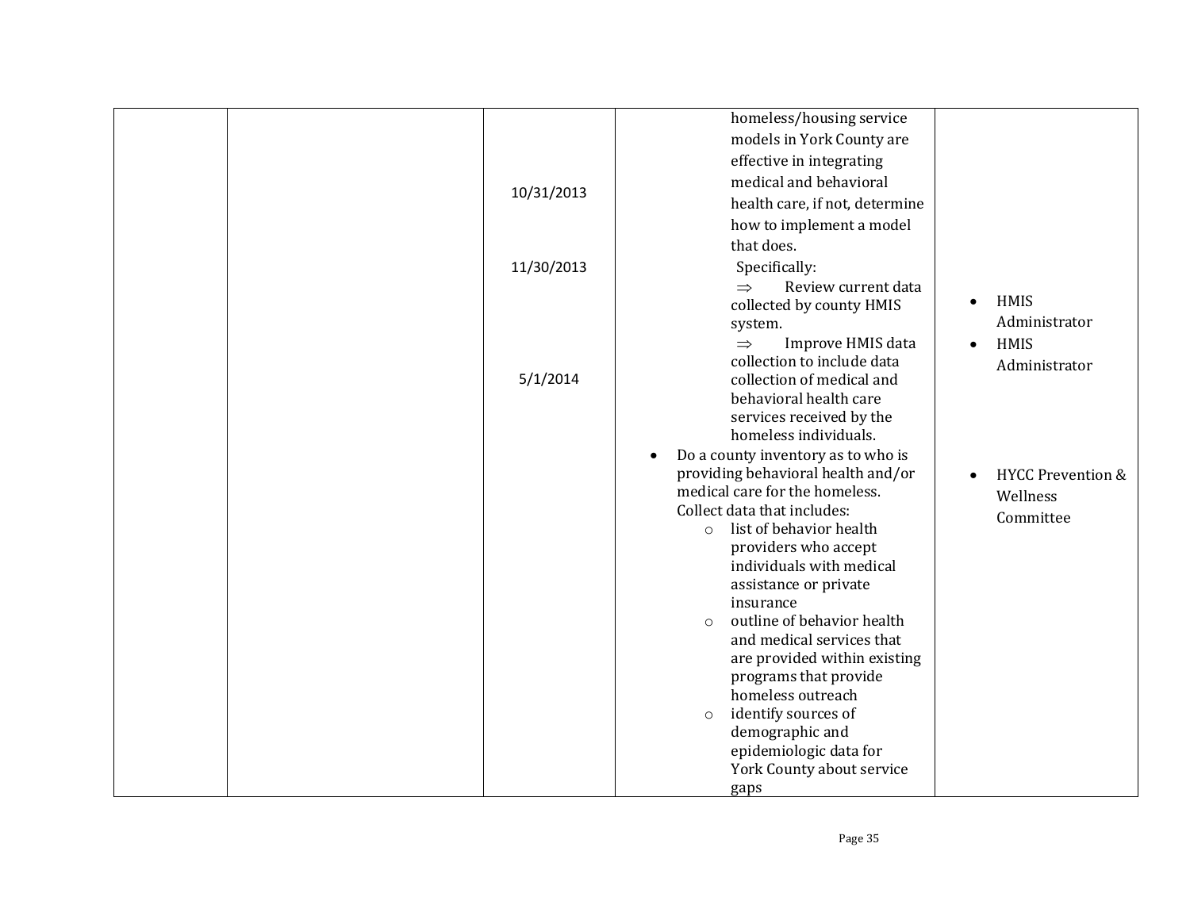| | | | | |
|---|---|---|---|---|
| | | 10/31/2013<br><br>11/30/2013<br><br>5/1/2014 | homeless/housing service models in York County are effective in integrating medical and behavioral health care, if not, determine how to implement a model that does.<br>Specifically:<br>⇒ Review current data collected by county HMIS system.<br>⇒ Improve HMIS data collection to include data collection of medical and behavioral health care services received by the homeless individuals.<br>• Do a county inventory as to who is providing behavioral health and/or medical care for the homeless. Collect data that includes:<br>  ○ list of behavior health providers who accept individuals with medical assistance or private insurance<br>  ○ outline of behavior health and medical services that are provided within existing programs that provide homeless outreach<br>  ○ identify sources of demographic and epidemiologic data for York County about service gaps | • HMIS Administrator<br>• HMIS Administrator<br><br>• HYCC Prevention & Wellness Committee |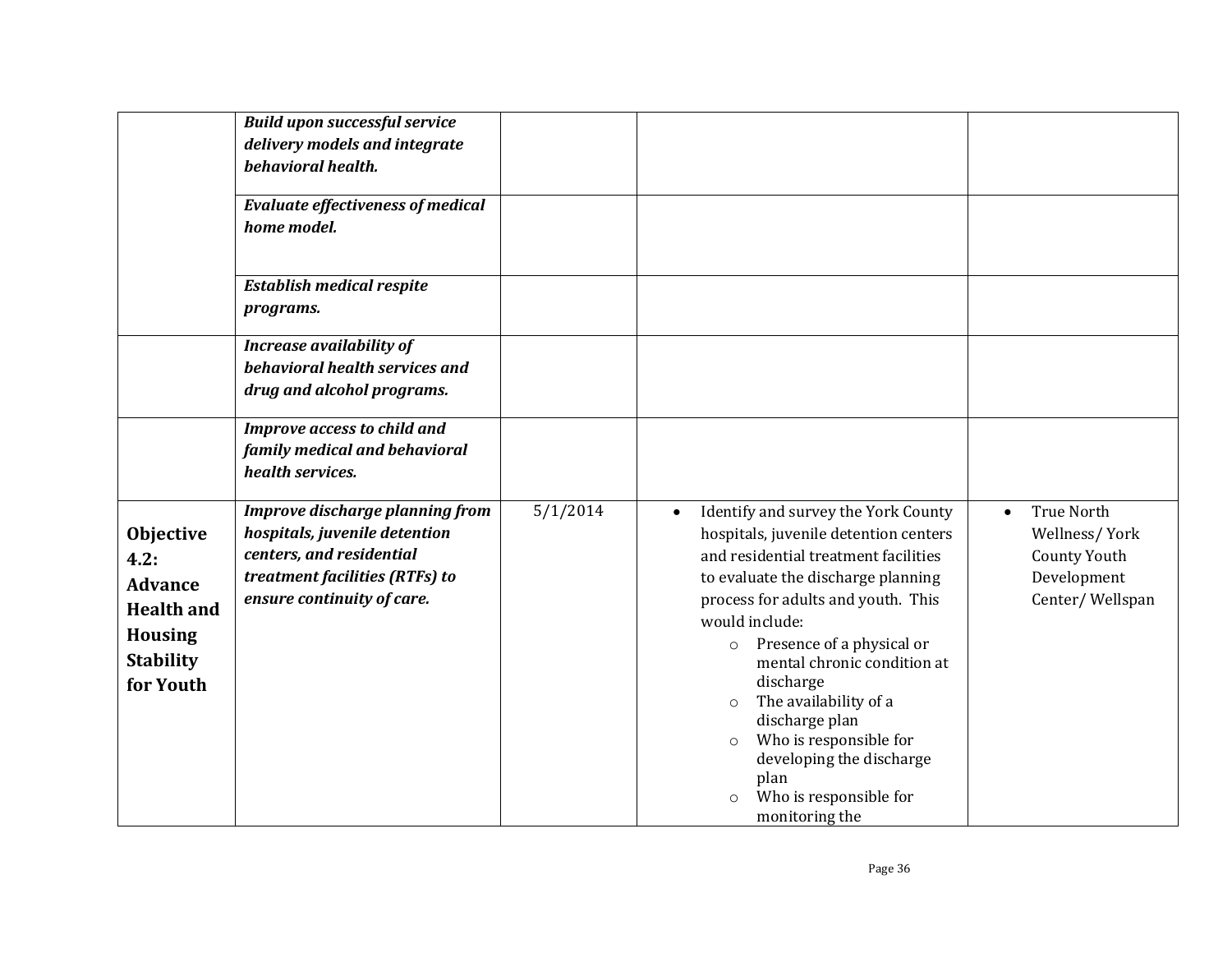| | | | | |
|---|---|---|---|---|
| | ***Build upon successful service delivery models and integrate behavioral health.*** | | | |
| | ***Evaluate effectiveness of medical home model.*** | | | |
| | ***Establish medical respite programs.*** | | | |
| | ***Increase availability of behavioral health services and drug and alcohol programs.*** | | | |
| | ***Improve access to child and family medical and behavioral health services.*** | | | |
| **Objective 4.2: Advance Health and Housing Stability for Youth** | ***Improve discharge planning from hospitals, juvenile detention centers, and residential treatment facilities (RTFs) to ensure continuity of care.*** | 5/1/2014 | • Identify and survey the York County hospitals, juvenile detention centers and residential treatment facilities to evaluate the discharge planning process for adults and youth. This would include:<br>○ Presence of a physical or mental chronic condition at discharge<br>○ The availability of a discharge plan<br>○ Who is responsible for developing the discharge plan<br>○ Who is responsible for monitoring the | • True North Wellness/ York County Youth Development Center/ Wellspan |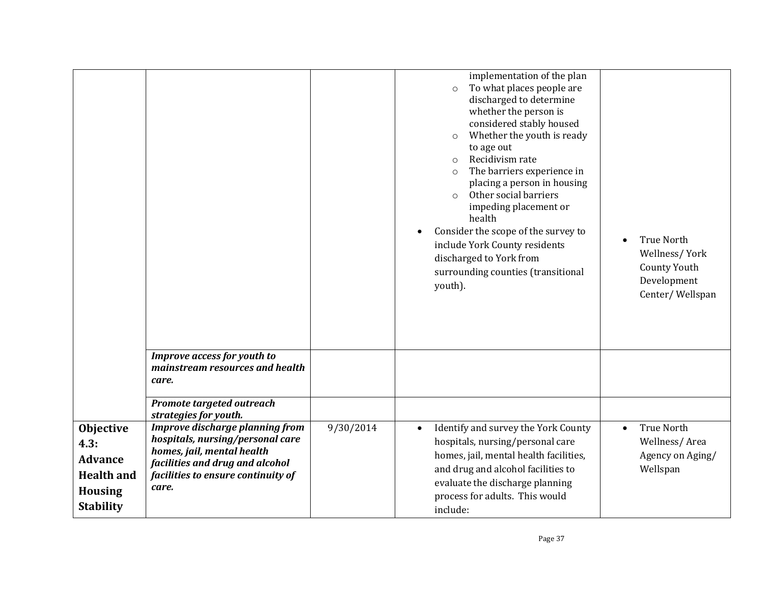| | | | | |
|---|---|---|---|---|
| | | | implementation of the plan<br>○ To what places people are discharged to determine whether the person is considered stably housed<br>○ Whether the youth is ready to age out<br>○ Recidivism rate<br>○ The barriers experience in placing a person in housing<br>○ Other social barriers impeding placement or health<br>• Consider the scope of the survey to include York County residents discharged to York from surrounding counties (transitional youth). | • True North Wellness/ York County Youth Development Center/ Wellspan |
| | ***Improve access for youth to mainstream resources and health care.*** | | | |
| | ***Promote targeted outreach strategies for youth.*** | | | |
| **Objective 4.3: Advance Health and Housing Stability** | ***Improve discharge planning from hospitals, nursing/personal care homes, jail, mental health facilities and drug and alcohol facilities to ensure continuity of care.*** | 9/30/2014 | • Identify and survey the York County hospitals, nursing/personal care homes, jail, mental health facilities, and drug and alcohol facilities to evaluate the discharge planning process for adults. This would include: | • True North Wellness/ Area Agency on Aging/ Wellspan |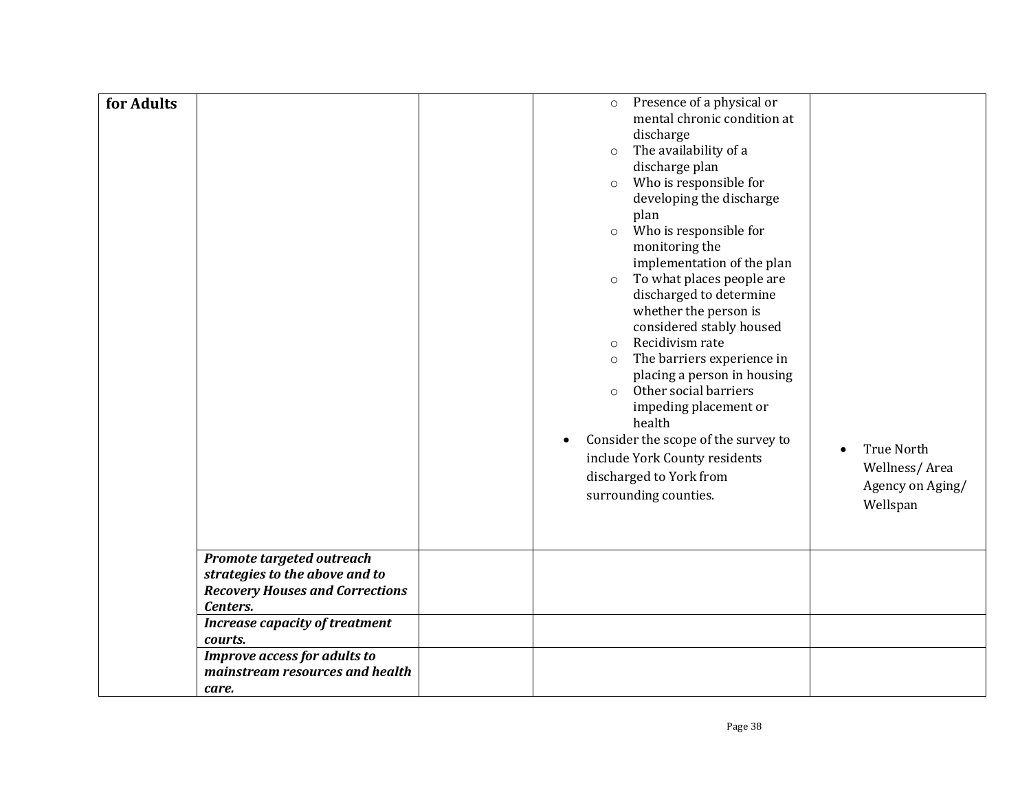| | | | | |
|---|---|---|---|---|
| **for Adults** | | | ◦ Presence of a physical or mental chronic condition at discharge<br>◦ The availability of a discharge plan<br>◦ Who is responsible for developing the discharge plan<br>◦ Who is responsible for monitoring the implementation of the plan<br>◦ To what places people are discharged to determine whether the person is considered stably housed<br>◦ Recidivism rate<br>◦ The barriers experience in placing a person in housing<br>◦ Other social barriers impeding placement or health<br>• Consider the scope of the survey to include York County residents discharged to York from surrounding counties. | • True North Wellness/ Area Agency on Aging/ Wellspan |
| | ***Promote targeted outreach strategies to the above and to Recovery Houses and Corrections Centers.*** | | | |
| | ***Increase capacity of treatment courts.*** | | | |
| | ***Improve access for adults to mainstream resources and health care.*** | | | |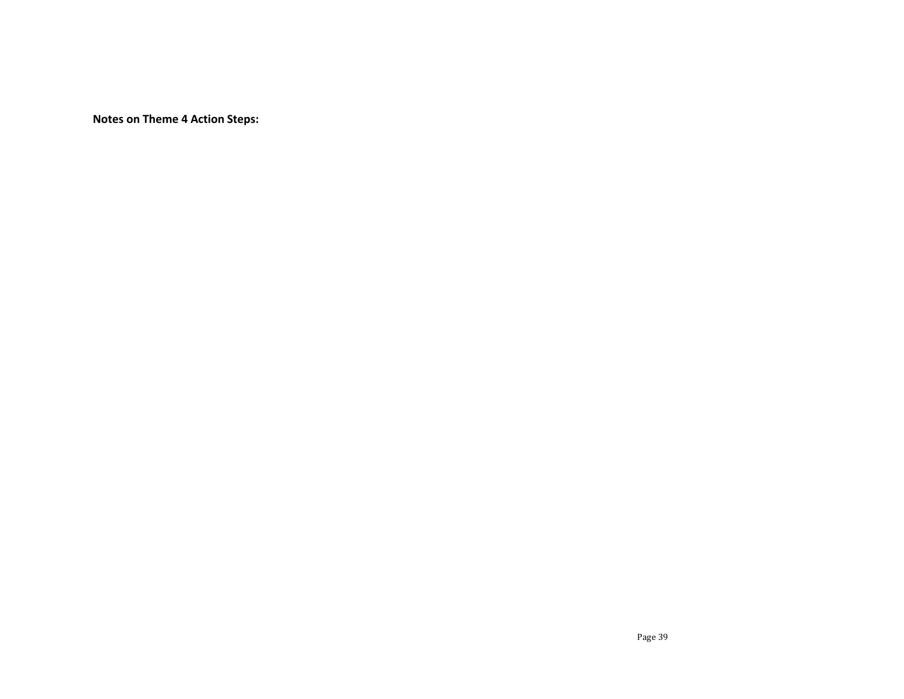**Notes on Theme 4 Action Steps:**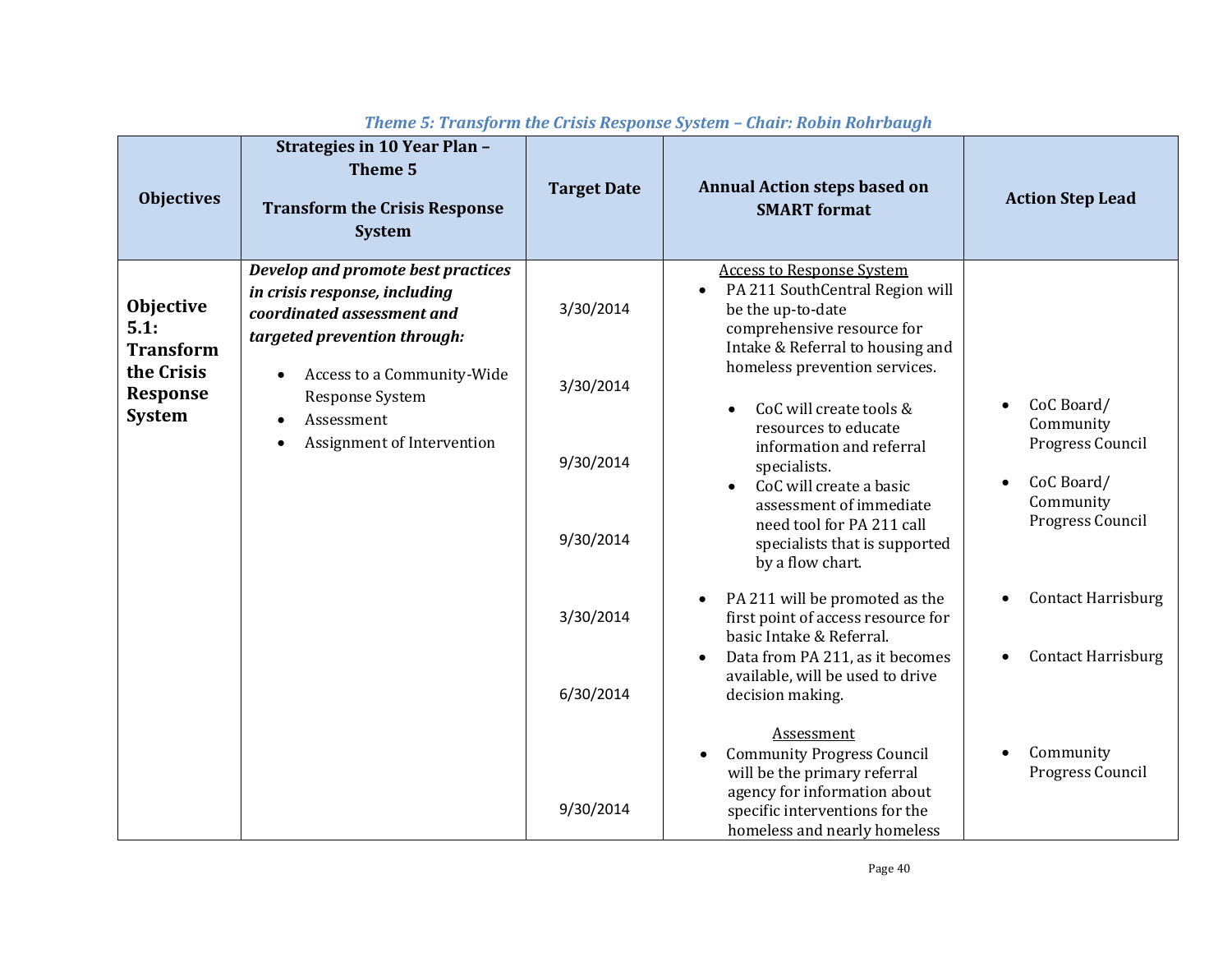*Theme 5: Transform the Crisis Response System – Chair: Robin Rohrbaugh*

| Objectives | Strategies in 10 Year Plan – Theme 5<br><br>Transform the Crisis Response System | Target Date | Annual Action steps based on SMART format | Action Step Lead |
|---|---|---|---|---|
| **Objective 5.1: Transform the Crisis Response System** | ***Develop and promote best practices in crisis response, including coordinated assessment and targeted prevention through:***<br>• Access to a Community-Wide Response System<br>• Assessment<br>• Assignment of Intervention | | Access to Response System | |
| | | 3/30/2014 | • PA 211 SouthCentral Region will be the up-to-date comprehensive resource for Intake & Referral to housing and homeless prevention services. | |
| | | 3/30/2014 | • CoC will create tools & resources to educate information and referral specialists. | • CoC Board/ Community Progress Council |
| | | 9/30/2014 | • CoC will create a basic assessment of immediate need tool for PA 211 call specialists that is supported by a flow chart. | • CoC Board/ Community Progress Council |
| | | 9/30/2014 | • PA 211 will be promoted as the first point of access resource for basic Intake & Referral. | • Contact Harrisburg |
| | | 3/30/2014 | • Data from PA 211, as it becomes available, will be used to drive decision making. | • Contact Harrisburg |
| | | 6/30/2014 | Assessment | |
| | | 9/30/2014 | • Community Progress Council will be the primary referral agency for information about specific interventions for the homeless and nearly homeless | • Community Progress Council |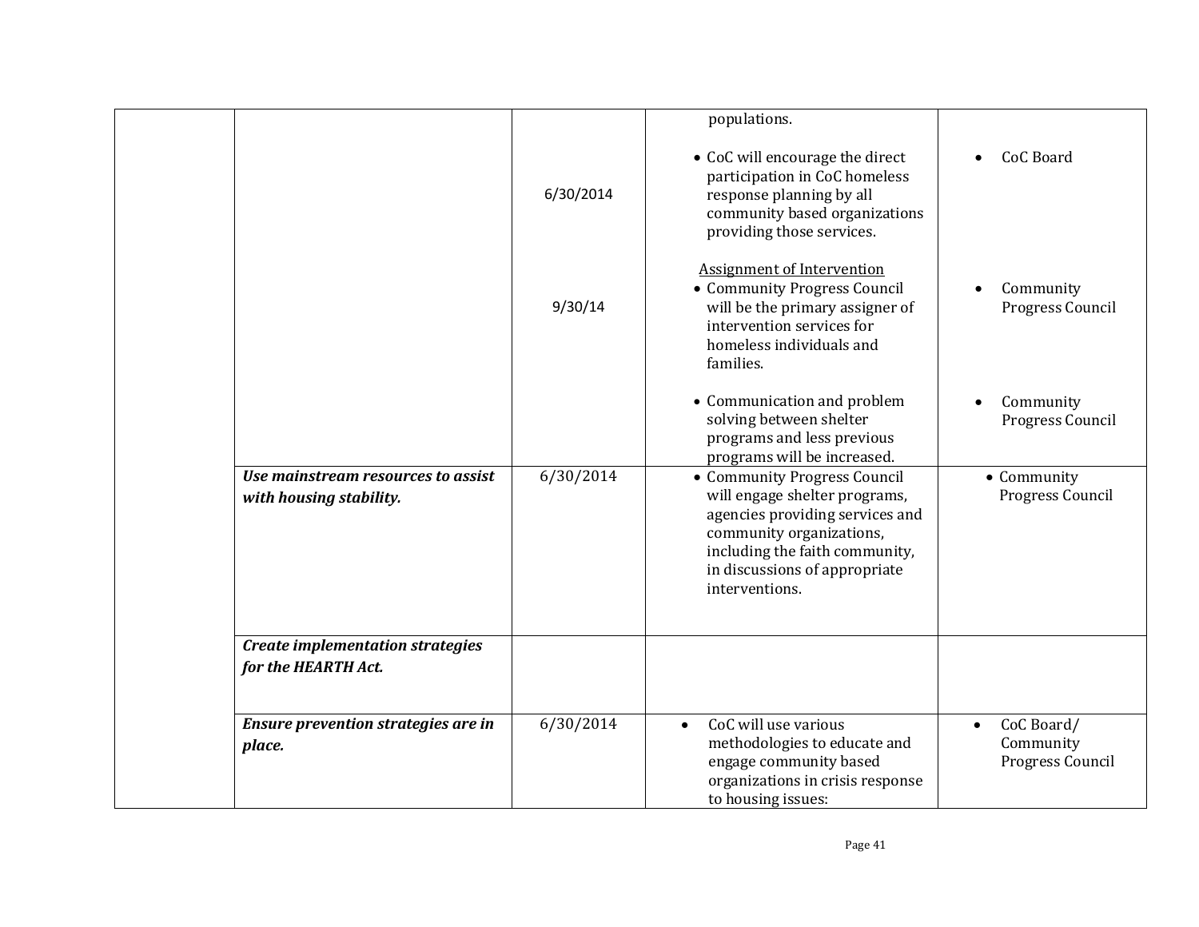| | | | | |
|---|---|---|---|---|
| | | | populations. | |
| | | 6/30/2014 | • CoC will encourage the direct participation in CoC homeless response planning by all community based organizations providing those services. | • CoC Board |
| | | 9/30/14 | Assignment of Intervention<br>• Community Progress Council will be the primary assigner of intervention services for homeless individuals and families. | • Community Progress Council |
| | | | • Communication and problem solving between shelter programs and less previous programs will be increased. | • Community Progress Council |
| | ***Use mainstream resources to assist with housing stability.*** | 6/30/2014 | • Community Progress Council will engage shelter programs, agencies providing services and community organizations, including the faith community, in discussions of appropriate interventions. | • Community Progress Council |
| | ***Create implementation strategies for the HEARTH Act.*** | | | |
| | ***Ensure prevention strategies are in place.*** | 6/30/2014 | • CoC will use various methodologies to educate and engage community based organizations in crisis response to housing issues: | • CoC Board/ Community Progress Council |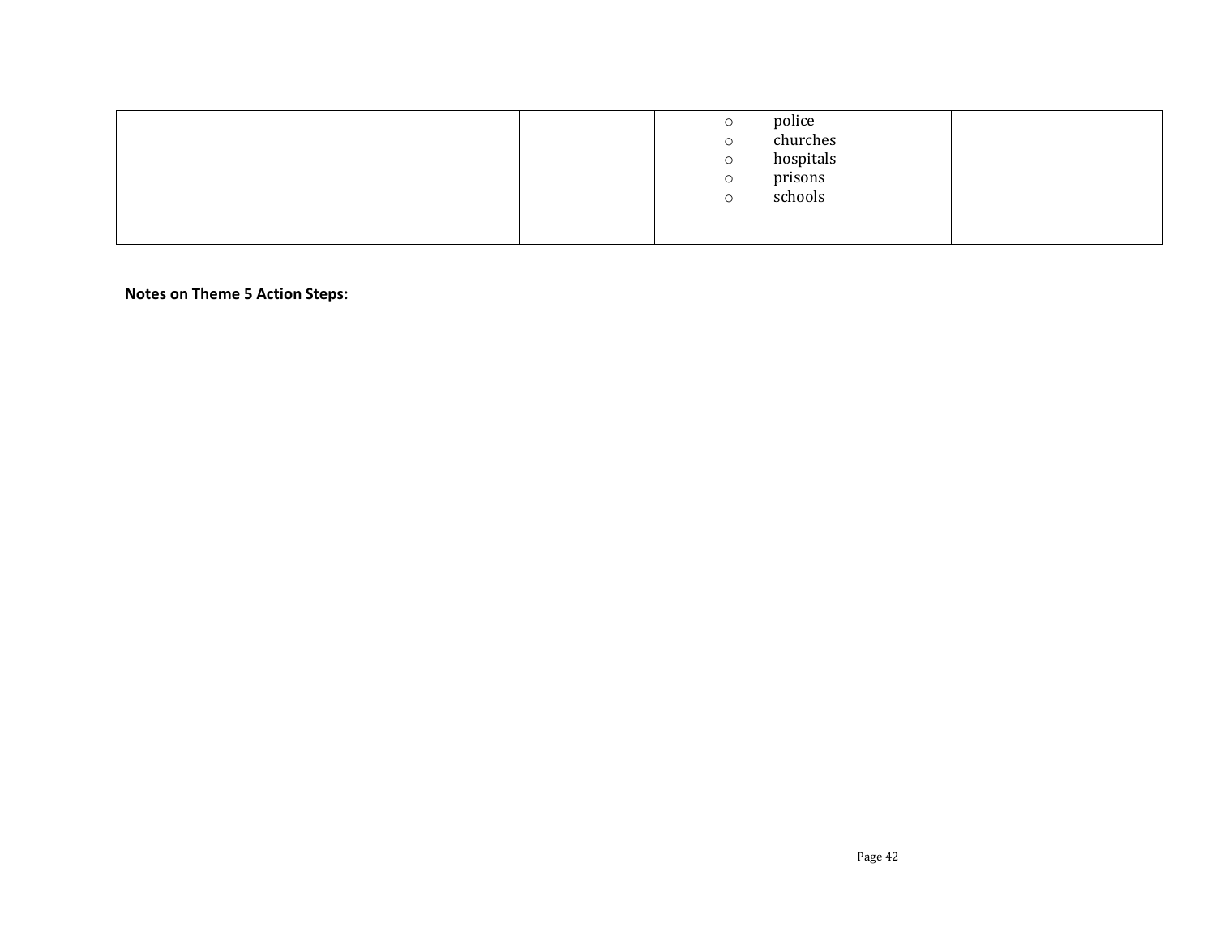|  |  |  |  |  |
|---|---|---|---|---|
|  |  |  | ○ police<br>○ churches<br>○ hospitals<br>○ prisons<br>○ schools |  |

**Notes on Theme 5 Action Steps:**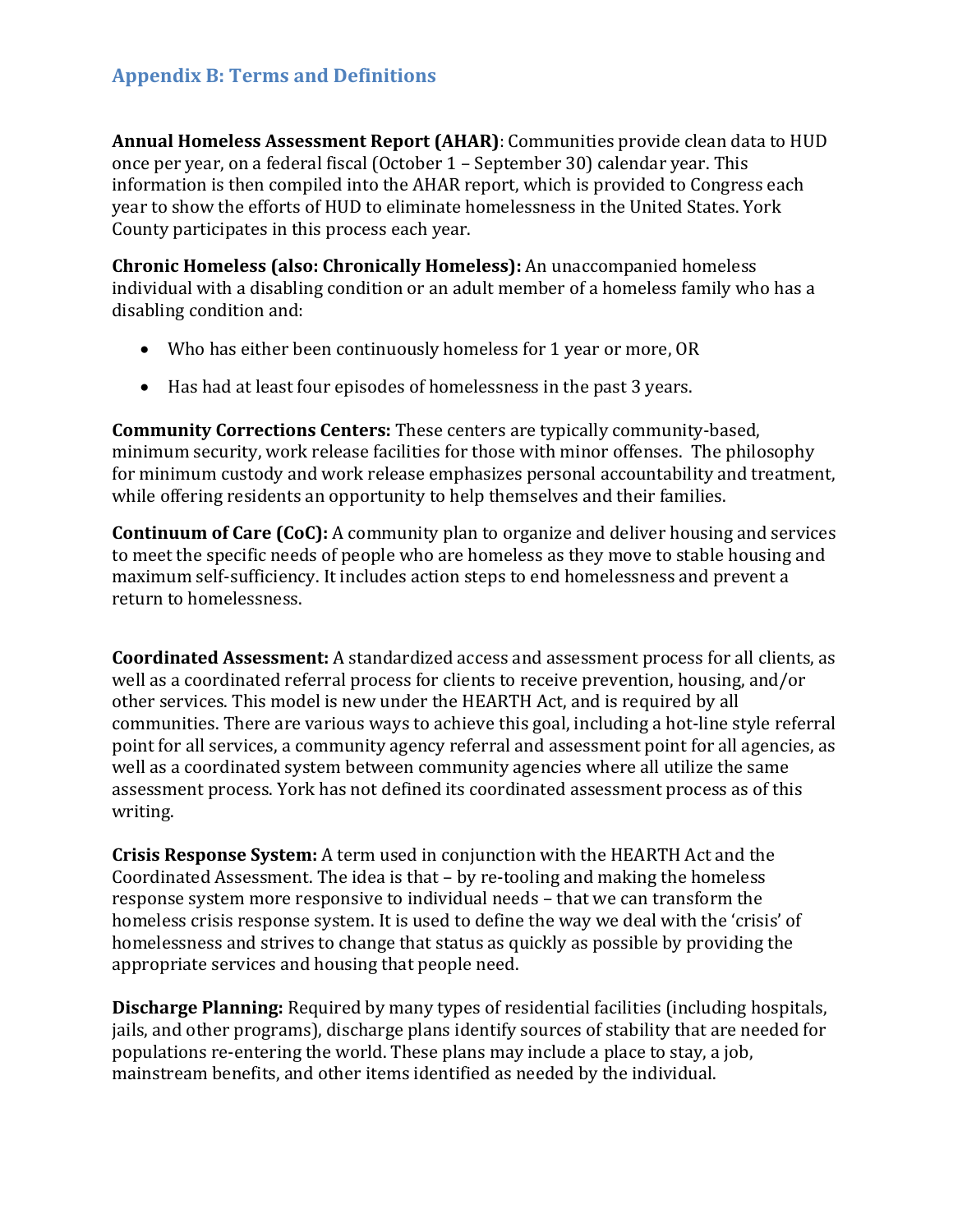## Appendix B: Terms and Definitions

**Annual Homeless Assessment Report (AHAR)**: Communities provide clean data to HUD once per year, on a federal fiscal (October 1 – September 30) calendar year. This information is then compiled into the AHAR report, which is provided to Congress each year to show the efforts of HUD to eliminate homelessness in the United States. York County participates in this process each year.

**Chronic Homeless (also: Chronically Homeless):** An unaccompanied homeless individual with a disabling condition or an adult member of a homeless family who has a disabling condition and:

- Who has either been continuously homeless for 1 year or more, OR
- Has had at least four episodes of homelessness in the past 3 years.

**Community Corrections Centers:** These centers are typically community-based, minimum security, work release facilities for those with minor offenses. The philosophy for minimum custody and work release emphasizes personal accountability and treatment, while offering residents an opportunity to help themselves and their families.

**Continuum of Care (CoC):** A community plan to organize and deliver housing and services to meet the specific needs of people who are homeless as they move to stable housing and maximum self-sufficiency. It includes action steps to end homelessness and prevent a return to homelessness.

**Coordinated Assessment:** A standardized access and assessment process for all clients, as well as a coordinated referral process for clients to receive prevention, housing, and/or other services. This model is new under the HEARTH Act, and is required by all communities. There are various ways to achieve this goal, including a hot-line style referral point for all services, a community agency referral and assessment point for all agencies, as well as a coordinated system between community agencies where all utilize the same assessment process. York has not defined its coordinated assessment process as of this writing.

**Crisis Response System:** A term used in conjunction with the HEARTH Act and the Coordinated Assessment. The idea is that – by re-tooling and making the homeless response system more responsive to individual needs – that we can transform the homeless crisis response system. It is used to define the way we deal with the 'crisis' of homelessness and strives to change that status as quickly as possible by providing the appropriate services and housing that people need.

**Discharge Planning:** Required by many types of residential facilities (including hospitals, jails, and other programs), discharge plans identify sources of stability that are needed for populations re-entering the world. These plans may include a place to stay, a job, mainstream benefits, and other items identified as needed by the individual.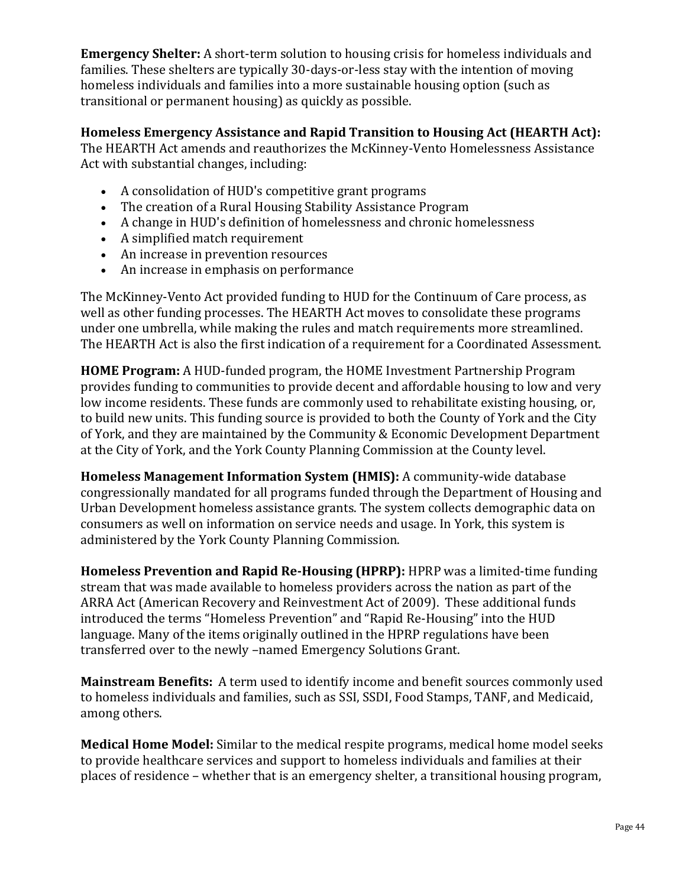**Emergency Shelter:** A short-term solution to housing crisis for homeless individuals and families. These shelters are typically 30-days-or-less stay with the intention of moving homeless individuals and families into a more sustainable housing option (such as transitional or permanent housing) as quickly as possible.

**Homeless Emergency Assistance and Rapid Transition to Housing Act (HEARTH Act):** The HEARTH Act amends and reauthorizes the McKinney-Vento Homelessness Assistance Act with substantial changes, including:

- A consolidation of HUD's competitive grant programs
- The creation of a Rural Housing Stability Assistance Program
- A change in HUD's definition of homelessness and chronic homelessness
- A simplified match requirement
- An increase in prevention resources
- An increase in emphasis on performance

The McKinney-Vento Act provided funding to HUD for the Continuum of Care process, as well as other funding processes. The HEARTH Act moves to consolidate these programs under one umbrella, while making the rules and match requirements more streamlined. The HEARTH Act is also the first indication of a requirement for a Coordinated Assessment.

**HOME Program:** A HUD-funded program, the HOME Investment Partnership Program provides funding to communities to provide decent and affordable housing to low and very low income residents. These funds are commonly used to rehabilitate existing housing, or, to build new units. This funding source is provided to both the County of York and the City of York, and they are maintained by the Community & Economic Development Department at the City of York, and the York County Planning Commission at the County level.

**Homeless Management Information System (HMIS):** A community-wide database congressionally mandated for all programs funded through the Department of Housing and Urban Development homeless assistance grants. The system collects demographic data on consumers as well on information on service needs and usage. In York, this system is administered by the York County Planning Commission.

**Homeless Prevention and Rapid Re-Housing (HPRP):** HPRP was a limited-time funding stream that was made available to homeless providers across the nation as part of the ARRA Act (American Recovery and Reinvestment Act of 2009). These additional funds introduced the terms "Homeless Prevention" and "Rapid Re-Housing" into the HUD language. Many of the items originally outlined in the HPRP regulations have been transferred over to the newly –named Emergency Solutions Grant.

**Mainstream Benefits:** A term used to identify income and benefit sources commonly used to homeless individuals and families, such as SSI, SSDI, Food Stamps, TANF, and Medicaid, among others.

**Medical Home Model:** Similar to the medical respite programs, medical home model seeks to provide healthcare services and support to homeless individuals and families at their places of residence – whether that is an emergency shelter, a transitional housing program,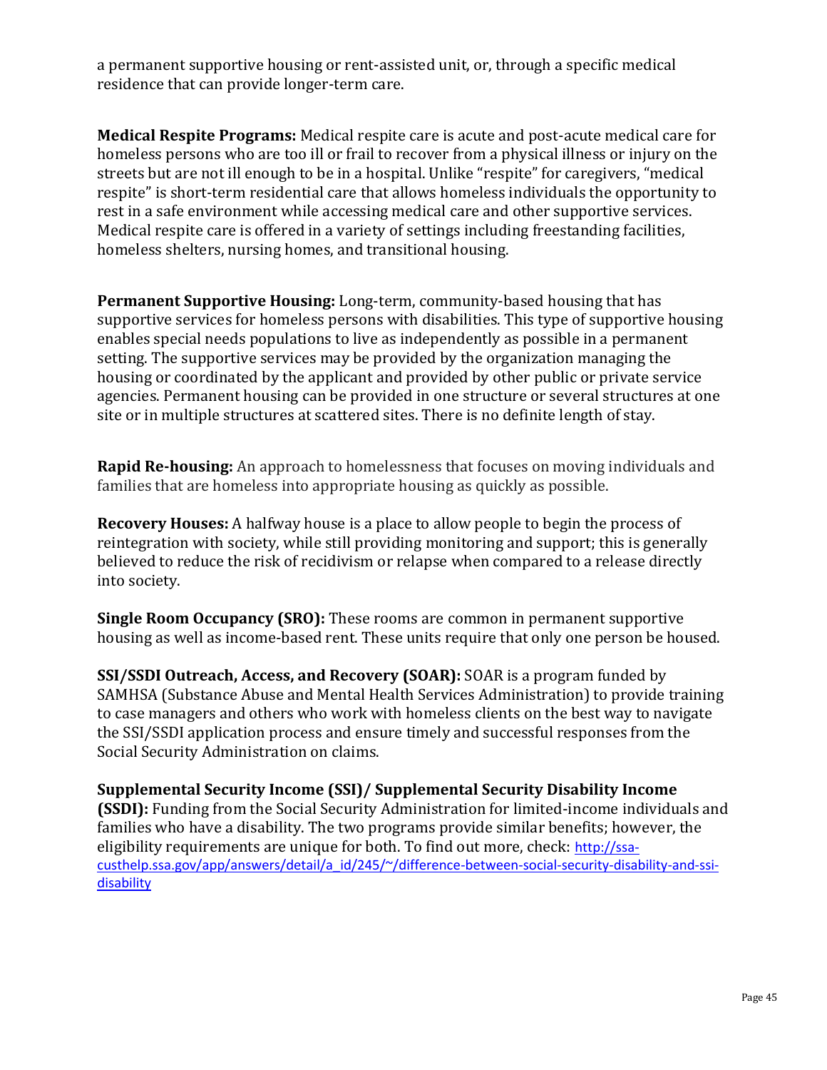a permanent supportive housing or rent-assisted unit, or, through a specific medical residence that can provide longer-term care.

**Medical Respite Programs:** Medical respite care is acute and post-acute medical care for homeless persons who are too ill or frail to recover from a physical illness or injury on the streets but are not ill enough to be in a hospital. Unlike "respite" for caregivers, "medical respite" is short-term residential care that allows homeless individuals the opportunity to rest in a safe environment while accessing medical care and other supportive services. Medical respite care is offered in a variety of settings including freestanding facilities, homeless shelters, nursing homes, and transitional housing.

**Permanent Supportive Housing:** Long-term, community-based housing that has supportive services for homeless persons with disabilities. This type of supportive housing enables special needs populations to live as independently as possible in a permanent setting. The supportive services may be provided by the organization managing the housing or coordinated by the applicant and provided by other public or private service agencies. Permanent housing can be provided in one structure or several structures at one site or in multiple structures at scattered sites. There is no definite length of stay.

**Rapid Re-housing:** An approach to homelessness that focuses on moving individuals and families that are homeless into appropriate housing as quickly as possible.

**Recovery Houses:** A halfway house is a place to allow people to begin the process of reintegration with society, while still providing monitoring and support; this is generally believed to reduce the risk of recidivism or relapse when compared to a release directly into society.

**Single Room Occupancy (SRO):** These rooms are common in permanent supportive housing as well as income-based rent. These units require that only one person be housed.

**SSI/SSDI Outreach, Access, and Recovery (SOAR):** SOAR is a program funded by SAMHSA (Substance Abuse and Mental Health Services Administration) to provide training to case managers and others who work with homeless clients on the best way to navigate the SSI/SSDI application process and ensure timely and successful responses from the Social Security Administration on claims.

**Supplemental Security Income (SSI)/ Supplemental Security Disability Income (SSDI):** Funding from the Social Security Administration for limited-income individuals and families who have a disability. The two programs provide similar benefits; however, the eligibility requirements are unique for both. To find out more, check: http://ssa-custhelp.ssa.gov/app/answers/detail/a_id/245/~/difference-between-social-security-disability-and-ssi-disability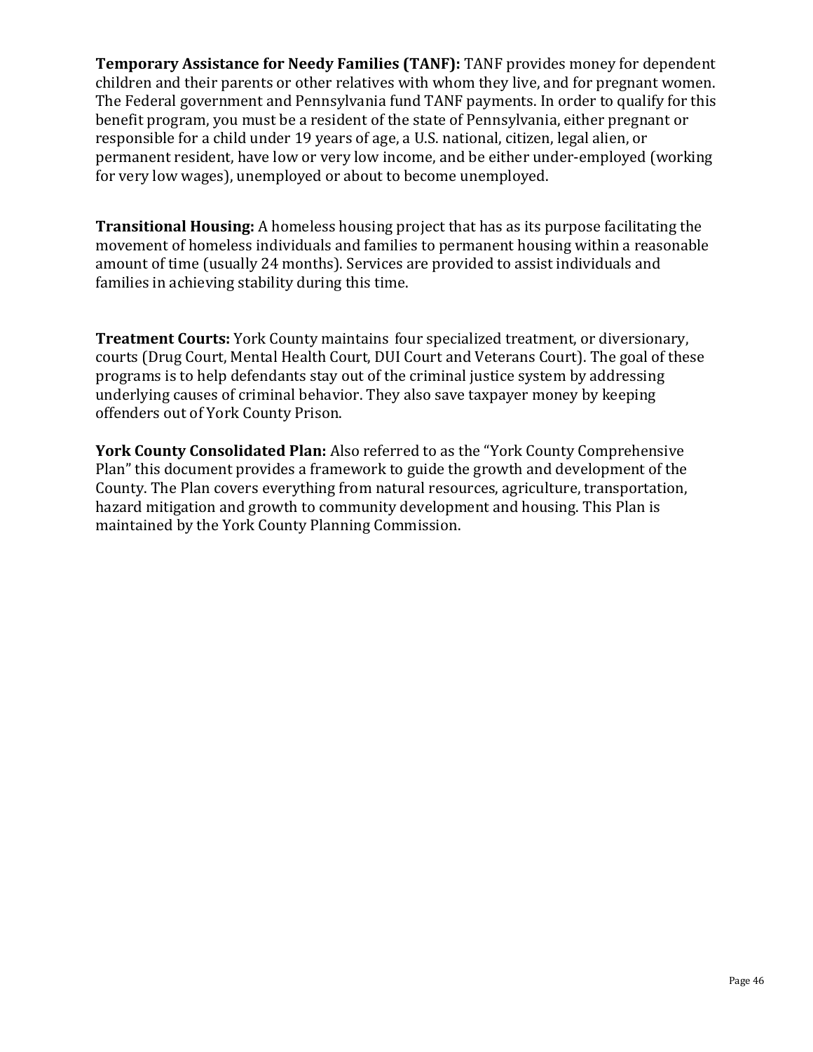**Temporary Assistance for Needy Families (TANF):** TANF provides money for dependent children and their parents or other relatives with whom they live, and for pregnant women. The Federal government and Pennsylvania fund TANF payments. In order to qualify for this benefit program, you must be a resident of the state of Pennsylvania, either pregnant or responsible for a child under 19 years of age, a U.S. national, citizen, legal alien, or permanent resident, have low or very low income, and be either under-employed (working for very low wages), unemployed or about to become unemployed.

**Transitional Housing:** A homeless housing project that has as its purpose facilitating the movement of homeless individuals and families to permanent housing within a reasonable amount of time (usually 24 months). Services are provided to assist individuals and families in achieving stability during this time.

**Treatment Courts:** York County maintains four specialized treatment, or diversionary, courts (Drug Court, Mental Health Court, DUI Court and Veterans Court). The goal of these programs is to help defendants stay out of the criminal justice system by addressing underlying causes of criminal behavior. They also save taxpayer money by keeping offenders out of York County Prison.

**York County Consolidated Plan:** Also referred to as the "York County Comprehensive Plan" this document provides a framework to guide the growth and development of the County. The Plan covers everything from natural resources, agriculture, transportation, hazard mitigation and growth to community development and housing. This Plan is maintained by the York County Planning Commission.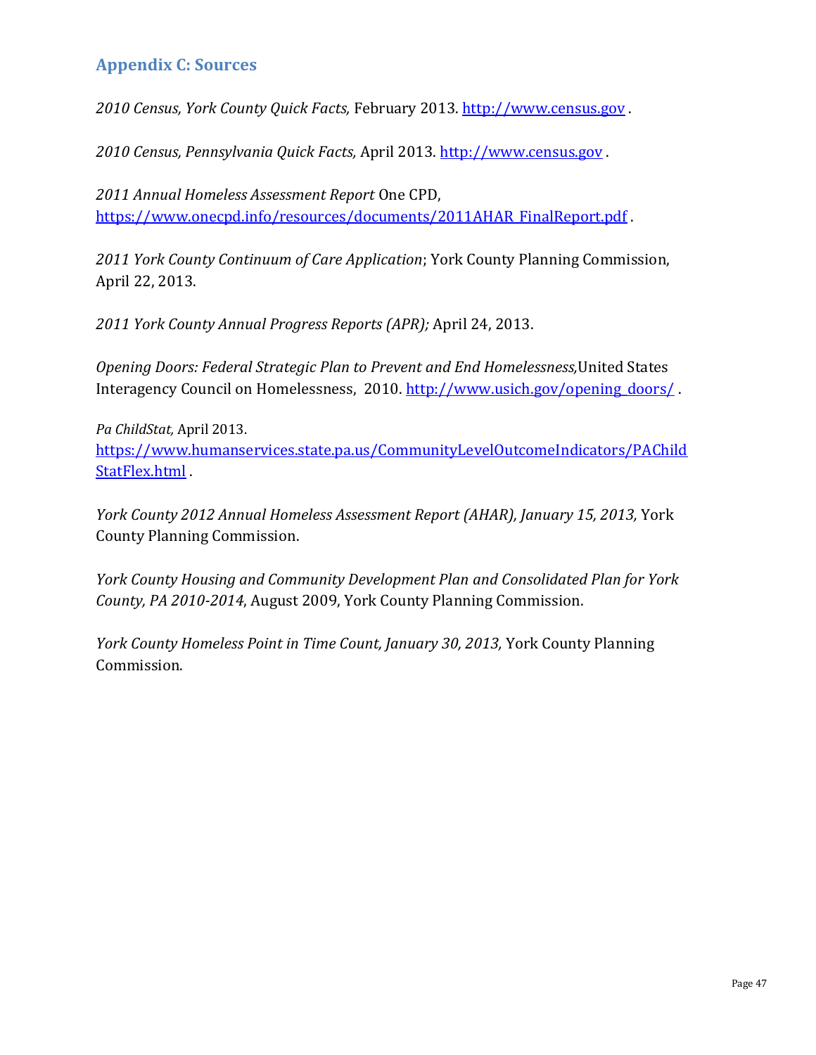## Appendix C: Sources

*2010 Census, York County Quick Facts,* February 2013. http://www.census.gov .

*2010 Census, Pennsylvania Quick Facts,* April 2013. http://www.census.gov .

*2011 Annual Homeless Assessment Report* One CPD, https://www.onecpd.info/resources/documents/2011AHAR_FinalReport.pdf .

*2011 York County Continuum of Care Application*; York County Planning Commission, April 22, 2013.

*2011 York County Annual Progress Reports (APR);* April 24, 2013.

*Opening Doors: Federal Strategic Plan to Prevent and End Homelessness,*United States Interagency Council on Homelessness, 2010. http://www.usich.gov/opening_doors/ .

*Pa ChildStat,* April 2013. https://www.humanservices.state.pa.us/CommunityLevelOutcomeIndicators/PAChildStatFlex.html .

*York County 2012 Annual Homeless Assessment Report (AHAR), January 15, 2013,* York County Planning Commission.

*York County Housing and Community Development Plan and Consolidated Plan for York County, PA 2010-2014*, August 2009, York County Planning Commission.

*York County Homeless Point in Time Count, January 30, 2013,* York County Planning Commission.